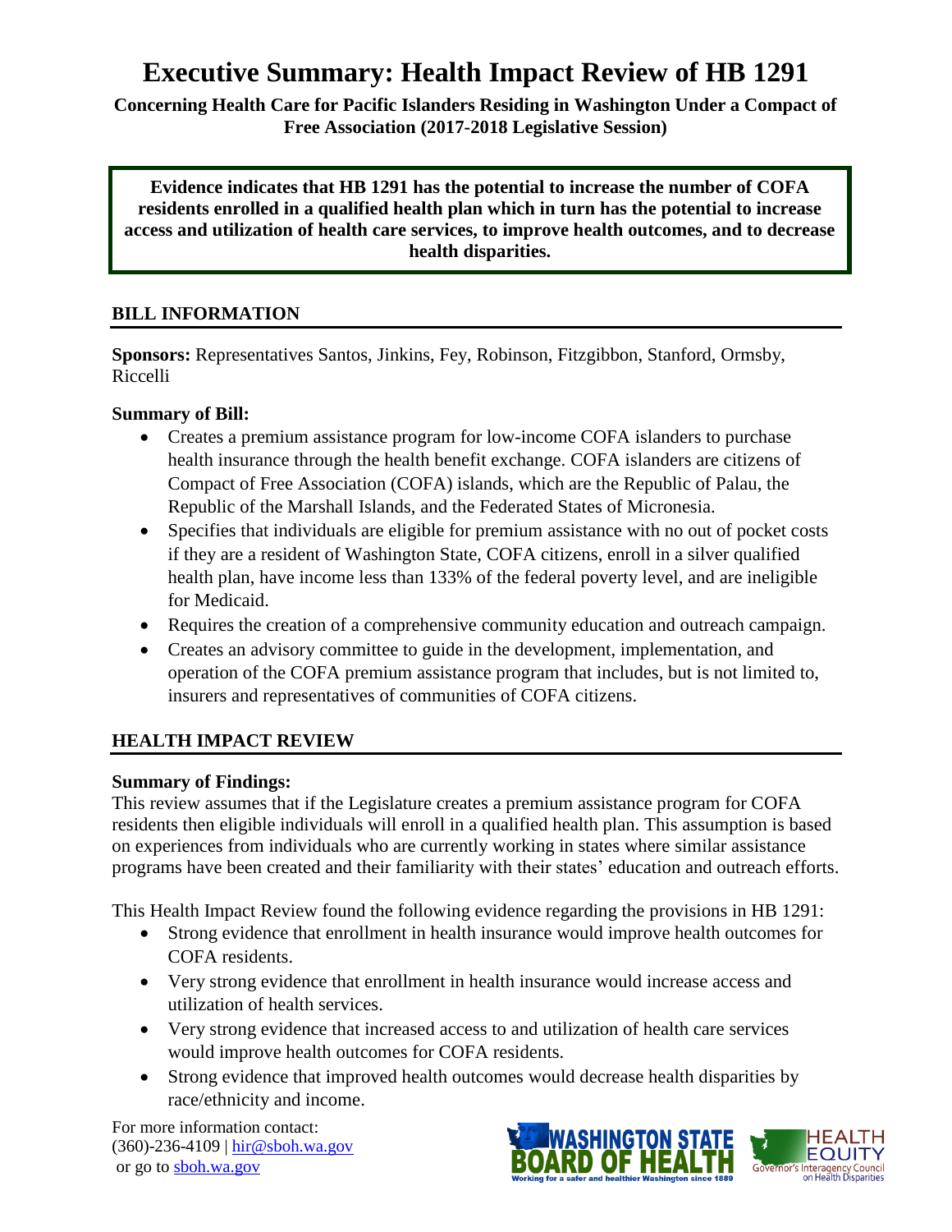# Executive Summary: Health Impact Review of HB 1291

**Concerning Health Care for Pacific Islanders Residing in Washington Under a Compact of Free Association (2017-2018 Legislative Session)**

**Evidence indicates that HB 1291 has the potential to increase the number of COFA residents enrolled in a qualified health plan which in turn has the potential to increase access and utilization of health care services, to improve health outcomes, and to decrease health disparities.**

## BILL INFORMATION

**Sponsors:** Representatives Santos, Jinkins, Fey, Robinson, Fitzgibbon, Stanford, Ormsby, Riccelli

**Summary of Bill:**

- Creates a premium assistance program for low-income COFA islanders to purchase health insurance through the health benefit exchange. COFA islanders are citizens of Compact of Free Association (COFA) islands, which are the Republic of Palau, the Republic of the Marshall Islands, and the Federated States of Micronesia.
- Specifies that individuals are eligible for premium assistance with no out of pocket costs if they are a resident of Washington State, COFA citizens, enroll in a silver qualified health plan, have income less than 133% of the federal poverty level, and are ineligible for Medicaid.
- Requires the creation of a comprehensive community education and outreach campaign.
- Creates an advisory committee to guide in the development, implementation, and operation of the COFA premium assistance program that includes, but is not limited to, insurers and representatives of communities of COFA citizens.

## HEALTH IMPACT REVIEW

**Summary of Findings:**

This review assumes that if the Legislature creates a premium assistance program for COFA residents then eligible individuals will enroll in a qualified health plan. This assumption is based on experiences from individuals who are currently working in states where similar assistance programs have been created and their familiarity with their states' education and outreach efforts.

This Health Impact Review found the following evidence regarding the provisions in HB 1291:

- Strong evidence that enrollment in health insurance would improve health outcomes for COFA residents.
- Very strong evidence that enrollment in health insurance would increase access and utilization of health services.
- Very strong evidence that increased access to and utilization of health care services would improve health outcomes for COFA residents.
- Strong evidence that improved health outcomes would decrease health disparities by race/ethnicity and income.

For more information contact:
(360)-236-4109 | hir@sboh.wa.gov
or go to sboh.wa.gov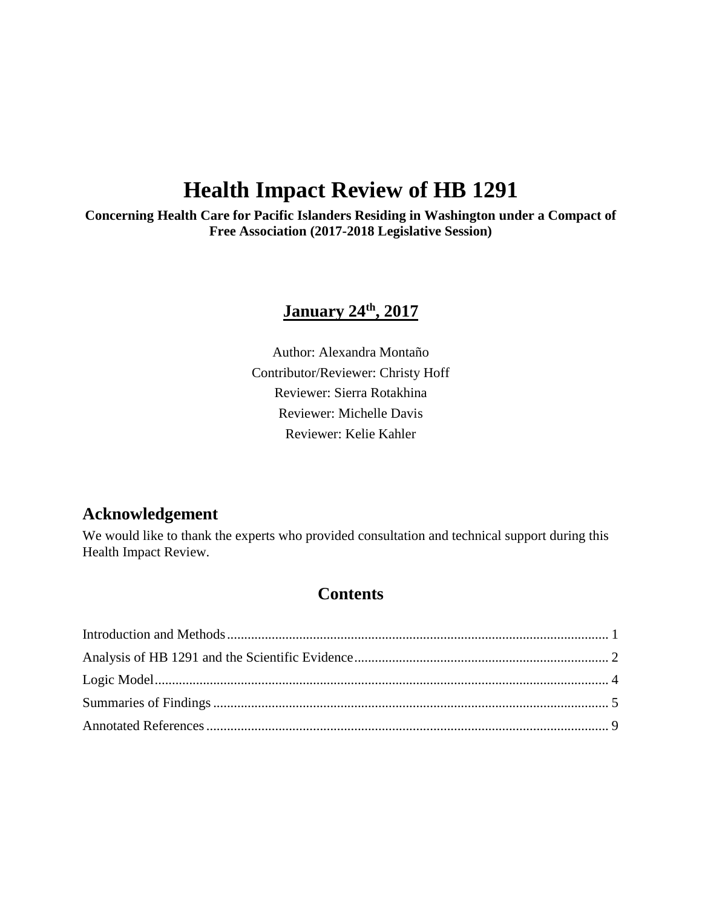# Health Impact Review of HB 1291

**Concerning Health Care for Pacific Islanders Residing in Washington under a Compact of Free Association (2017-2018 Legislative Session)**

**January 24th, 2017**

Author: Alexandra Montaño
Contributor/Reviewer: Christy Hoff
Reviewer: Sierra Rotakhina
Reviewer: Michelle Davis
Reviewer: Kelie Kahler

## Acknowledgement

We would like to thank the experts who provided consultation and technical support during this Health Impact Review.

## Contents

Introduction and Methods ........................................ 1
Analysis of HB 1291 and the Scientific Evidence ........................................ 2
Logic Model ........................................ 4
Summaries of Findings ........................................ 5
Annotated References ........................................ 9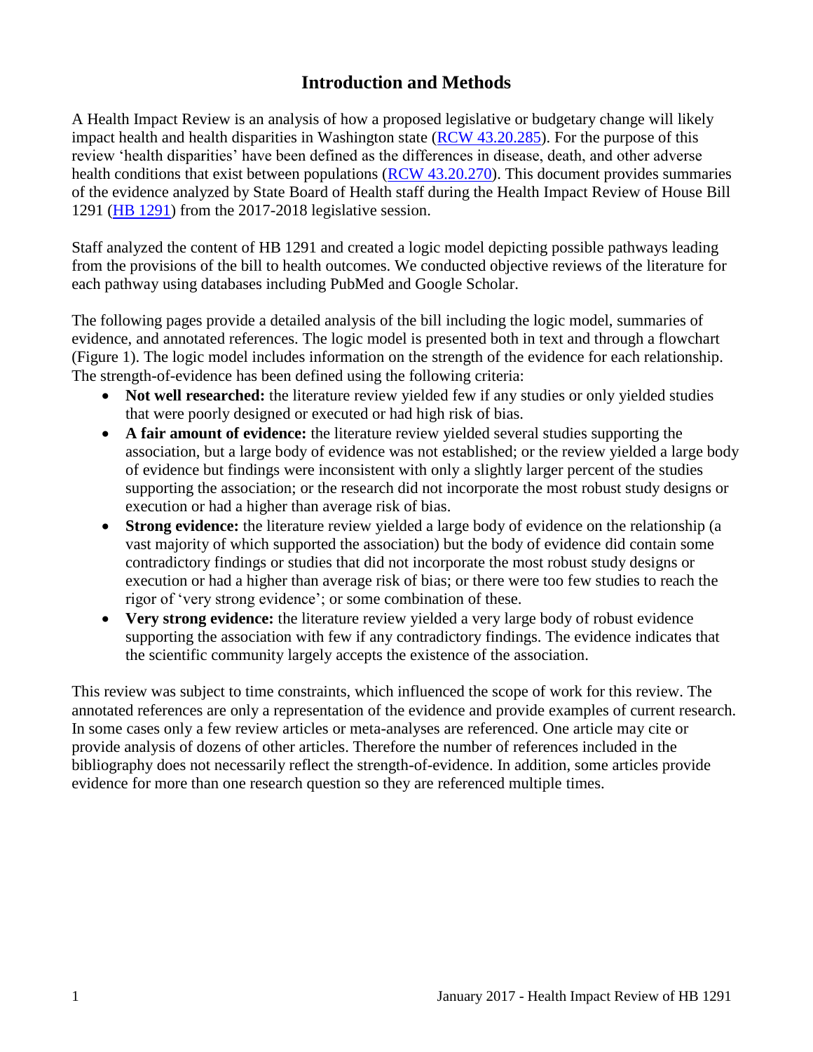# Introduction and Methods

A Health Impact Review is an analysis of how a proposed legislative or budgetary change will likely impact health and health disparities in Washington state (RCW 43.20.285). For the purpose of this review 'health disparities' have been defined as the differences in disease, death, and other adverse health conditions that exist between populations (RCW 43.20.270). This document provides summaries of the evidence analyzed by State Board of Health staff during the Health Impact Review of House Bill 1291 (HB 1291) from the 2017-2018 legislative session.

Staff analyzed the content of HB 1291 and created a logic model depicting possible pathways leading from the provisions of the bill to health outcomes. We conducted objective reviews of the literature for each pathway using databases including PubMed and Google Scholar.

The following pages provide a detailed analysis of the bill including the logic model, summaries of evidence, and annotated references. The logic model is presented both in text and through a flowchart (Figure 1). The logic model includes information on the strength of the evidence for each relationship. The strength-of-evidence has been defined using the following criteria:

- **Not well researched:** the literature review yielded few if any studies or only yielded studies that were poorly designed or executed or had high risk of bias.
- **A fair amount of evidence:** the literature review yielded several studies supporting the association, but a large body of evidence was not established; or the review yielded a large body of evidence but findings were inconsistent with only a slightly larger percent of the studies supporting the association; or the research did not incorporate the most robust study designs or execution or had a higher than average risk of bias.
- **Strong evidence:** the literature review yielded a large body of evidence on the relationship (a vast majority of which supported the association) but the body of evidence did contain some contradictory findings or studies that did not incorporate the most robust study designs or execution or had a higher than average risk of bias; or there were too few studies to reach the rigor of 'very strong evidence'; or some combination of these.
- **Very strong evidence:** the literature review yielded a very large body of robust evidence supporting the association with few if any contradictory findings. The evidence indicates that the scientific community largely accepts the existence of the association.

This review was subject to time constraints, which influenced the scope of work for this review. The annotated references are only a representation of the evidence and provide examples of current research. In some cases only a few review articles or meta-analyses are referenced. One article may cite or provide analysis of dozens of other articles. Therefore the number of references included in the bibliography does not necessarily reflect the strength-of-evidence. In addition, some articles provide evidence for more than one research question so they are referenced multiple times.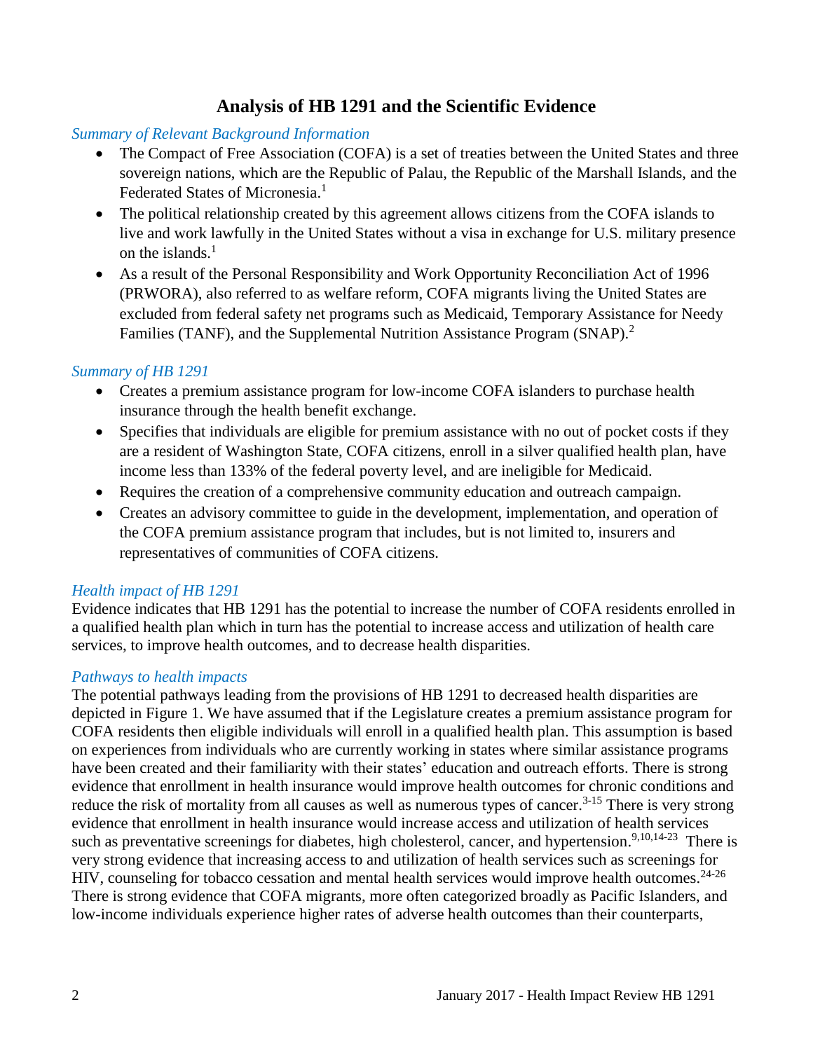## Analysis of HB 1291 and the Scientific Evidence

*Summary of Relevant Background Information*

- The Compact of Free Association (COFA) is a set of treaties between the United States and three sovereign nations, which are the Republic of Palau, the Republic of the Marshall Islands, and the Federated States of Micronesia.[1]
- The political relationship created by this agreement allows citizens from the COFA islands to live and work lawfully in the United States without a visa in exchange for U.S. military presence on the islands.[1]
- As a result of the Personal Responsibility and Work Opportunity Reconciliation Act of 1996 (PRWORA), also referred to as welfare reform, COFA migrants living the United States are excluded from federal safety net programs such as Medicaid, Temporary Assistance for Needy Families (TANF), and the Supplemental Nutrition Assistance Program (SNAP).[2]

*Summary of HB 1291*

- Creates a premium assistance program for low-income COFA islanders to purchase health insurance through the health benefit exchange.
- Specifies that individuals are eligible for premium assistance with no out of pocket costs if they are a resident of Washington State, COFA citizens, enroll in a silver qualified health plan, have income less than 133% of the federal poverty level, and are ineligible for Medicaid.
- Requires the creation of a comprehensive community education and outreach campaign.
- Creates an advisory committee to guide in the development, implementation, and operation of the COFA premium assistance program that includes, but is not limited to, insurers and representatives of communities of COFA citizens.

*Health impact of HB 1291*

Evidence indicates that HB 1291 has the potential to increase the number of COFA residents enrolled in a qualified health plan which in turn has the potential to increase access and utilization of health care services, to improve health outcomes, and to decrease health disparities.

*Pathways to health impacts*

The potential pathways leading from the provisions of HB 1291 to decreased health disparities are depicted in Figure 1. We have assumed that if the Legislature creates a premium assistance program for COFA residents then eligible individuals will enroll in a qualified health plan. This assumption is based on experiences from individuals who are currently working in states where similar assistance programs have been created and their familiarity with their states' education and outreach efforts. There is strong evidence that enrollment in health insurance would improve health outcomes for chronic conditions and reduce the risk of mortality from all causes as well as numerous types of cancer.[3-15] There is very strong evidence that enrollment in health insurance would increase access and utilization of health services such as preventative screenings for diabetes, high cholesterol, cancer, and hypertension.[9,10,14-23] There is very strong evidence that increasing access to and utilization of health services such as screenings for HIV, counseling for tobacco cessation and mental health services would improve health outcomes.[24-26] There is strong evidence that COFA migrants, more often categorized broadly as Pacific Islanders, and low-income individuals experience higher rates of adverse health outcomes than their counterparts,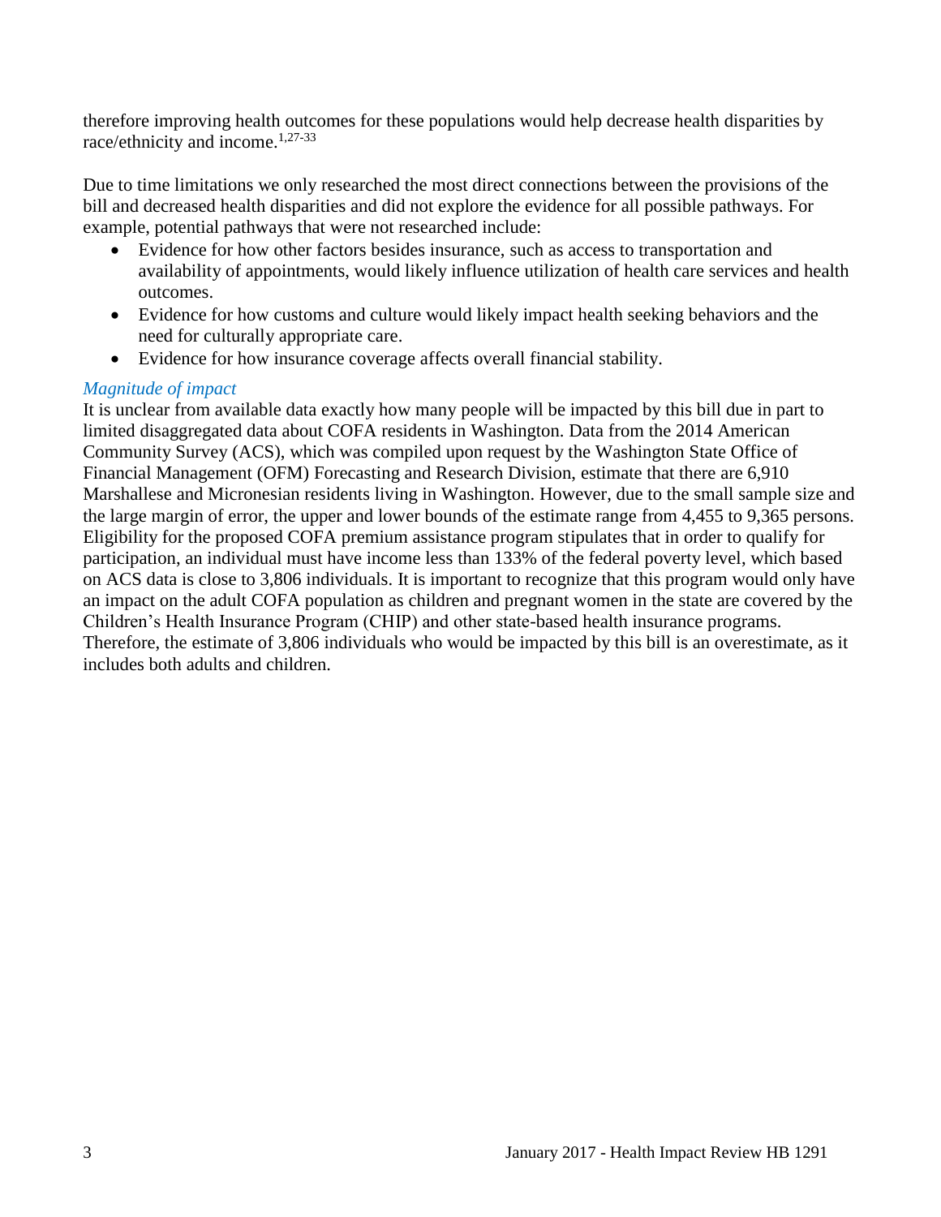therefore improving health outcomes for these populations would help decrease health disparities by race/ethnicity and income.[1,27-33]

Due to time limitations we only researched the most direct connections between the provisions of the bill and decreased health disparities and did not explore the evidence for all possible pathways. For example, potential pathways that were not researched include:

- Evidence for how other factors besides insurance, such as access to transportation and availability of appointments, would likely influence utilization of health care services and health outcomes.
- Evidence for how customs and culture would likely impact health seeking behaviors and the need for culturally appropriate care.
- Evidence for how insurance coverage affects overall financial stability.

### *Magnitude of impact*

It is unclear from available data exactly how many people will be impacted by this bill due in part to limited disaggregated data about COFA residents in Washington. Data from the 2014 American Community Survey (ACS), which was compiled upon request by the Washington State Office of Financial Management (OFM) Forecasting and Research Division, estimate that there are 6,910 Marshallese and Micronesian residents living in Washington. However, due to the small sample size and the large margin of error, the upper and lower bounds of the estimate range from 4,455 to 9,365 persons. Eligibility for the proposed COFA premium assistance program stipulates that in order to qualify for participation, an individual must have income less than 133% of the federal poverty level, which based on ACS data is close to 3,806 individuals. It is important to recognize that this program would only have an impact on the adult COFA population as children and pregnant women in the state are covered by the Children's Health Insurance Program (CHIP) and other state-based health insurance programs. Therefore, the estimate of 3,806 individuals who would be impacted by this bill is an overestimate, as it includes both adults and children.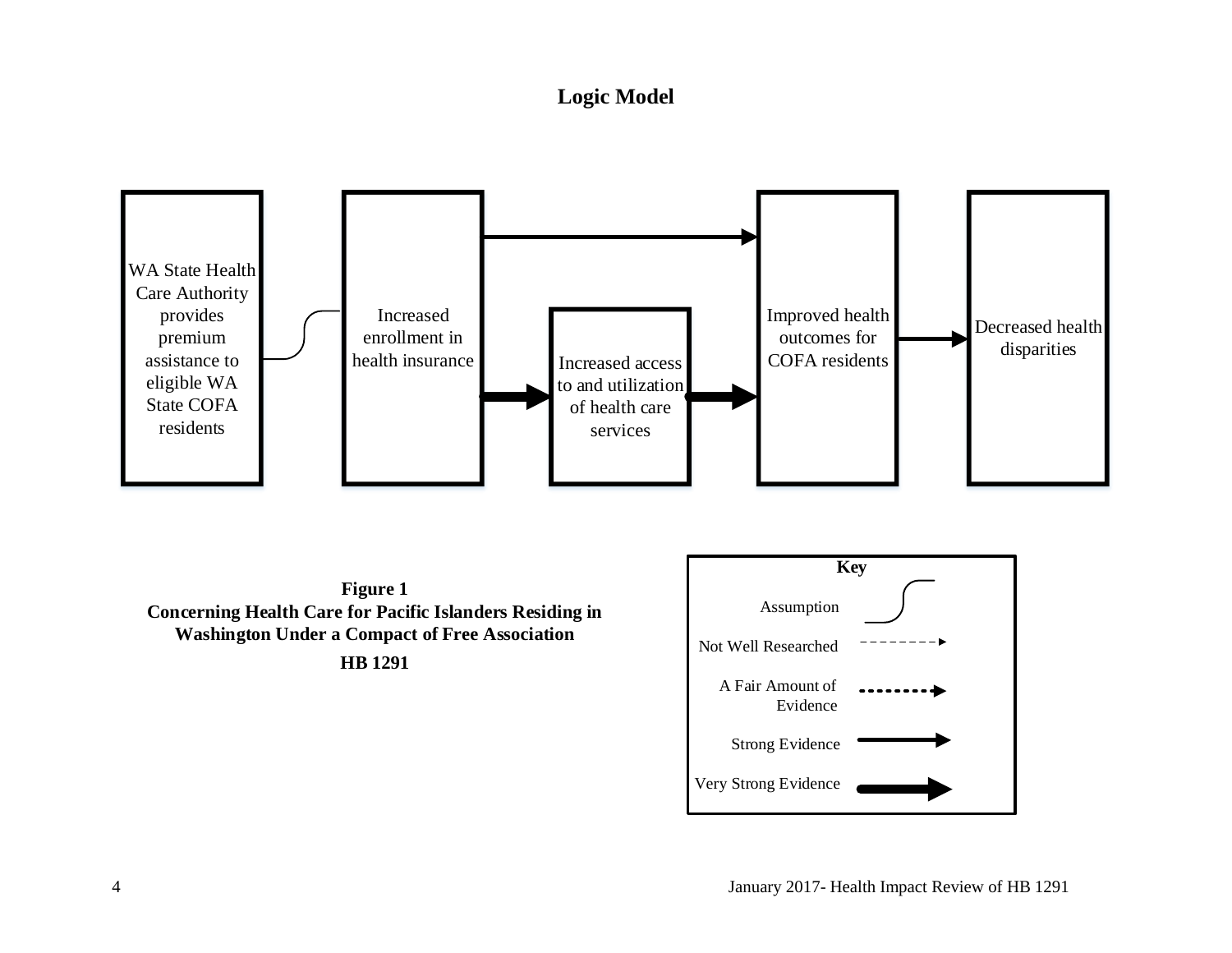# Logic Model

WA State Health Care Authority provides premium assistance to eligible WA State COFA residents

Increased enrollment in health insurance

Increased access to and utilization of health care services

Improved health outcomes for COFA residents

Decreased health disparities

**Key**

- Assumption
- Not Well Researched
- A Fair Amount of Evidence
- Strong Evidence
- Very Strong Evidence

**Figure 1**
**Concerning Health Care for Pacific Islanders Residing in Washington Under a Compact of Free Association**
**HB 1291**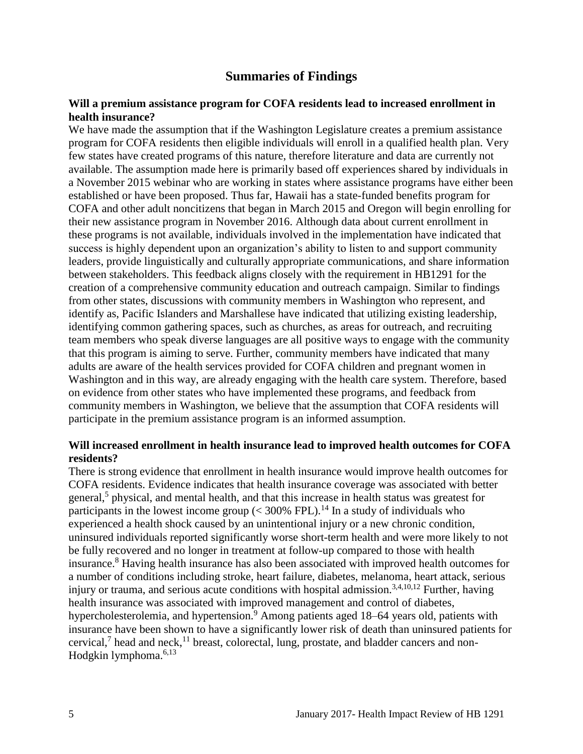## Summaries of Findings

**Will a premium assistance program for COFA residents lead to increased enrollment in health insurance?**

We have made the assumption that if the Washington Legislature creates a premium assistance program for COFA residents then eligible individuals will enroll in a qualified health plan. Very few states have created programs of this nature, therefore literature and data are currently not available. The assumption made here is primarily based off experiences shared by individuals in a November 2015 webinar who are working in states where assistance programs have either been established or have been proposed. Thus far, Hawaii has a state-funded benefits program for COFA and other adult noncitizens that began in March 2015 and Oregon will begin enrolling for their new assistance program in November 2016. Although data about current enrollment in these programs is not available, individuals involved in the implementation have indicated that success is highly dependent upon an organization's ability to listen to and support community leaders, provide linguistically and culturally appropriate communications, and share information between stakeholders. This feedback aligns closely with the requirement in HB1291 for the creation of a comprehensive community education and outreach campaign. Similar to findings from other states, discussions with community members in Washington who represent, and identify as, Pacific Islanders and Marshallese have indicated that utilizing existing leadership, identifying common gathering spaces, such as churches, as areas for outreach, and recruiting team members who speak diverse languages are all positive ways to engage with the community that this program is aiming to serve. Further, community members have indicated that many adults are aware of the health services provided for COFA children and pregnant women in Washington and in this way, are already engaging with the health care system. Therefore, based on evidence from other states who have implemented these programs, and feedback from community members in Washington, we believe that the assumption that COFA residents will participate in the premium assistance program is an informed assumption.

**Will increased enrollment in health insurance lead to improved health outcomes for COFA residents?**

There is strong evidence that enrollment in health insurance would improve health outcomes for COFA residents. Evidence indicates that health insurance coverage was associated with better general,[5] physical, and mental health, and that this increase in health status was greatest for participants in the lowest income group (< 300% FPL).[14] In a study of individuals who experienced a health shock caused by an unintentional injury or a new chronic condition, uninsured individuals reported significantly worse short-term health and were more likely to not be fully recovered and no longer in treatment at follow-up compared to those with health insurance.[8] Having health insurance has also been associated with improved health outcomes for a number of conditions including stroke, heart failure, diabetes, melanoma, heart attack, serious injury or trauma, and serious acute conditions with hospital admission.[3,4,10,12] Further, having health insurance was associated with improved management and control of diabetes, hypercholesterolemia, and hypertension.[9] Among patients aged 18–64 years old, patients with insurance have been shown to have a significantly lower risk of death than uninsured patients for cervical,[7] head and neck,[11] breast, colorectal, lung, prostate, and bladder cancers and non-Hodgkin lymphoma.[6,13]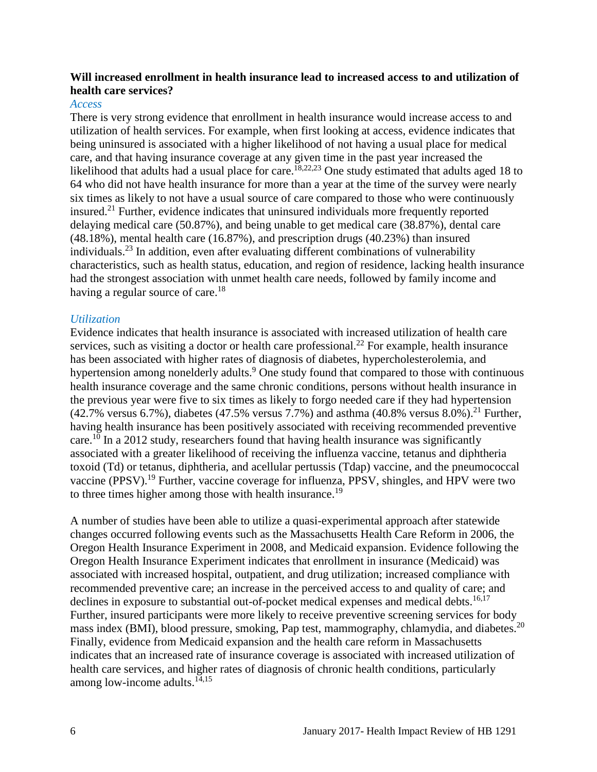**Will increased enrollment in health insurance lead to increased access to and utilization of health care services?**

*Access*

There is very strong evidence that enrollment in health insurance would increase access to and utilization of health services. For example, when first looking at access, evidence indicates that being uninsured is associated with a higher likelihood of not having a usual place for medical care, and that having insurance coverage at any given time in the past year increased the likelihood that adults had a usual place for care.[18,22,23] One study estimated that adults aged 18 to 64 who did not have health insurance for more than a year at the time of the survey were nearly six times as likely to not have a usual source of care compared to those who were continuously insured.[21] Further, evidence indicates that uninsured individuals more frequently reported delaying medical care (50.87%), and being unable to get medical care (38.87%), dental care (48.18%), mental health care (16.87%), and prescription drugs (40.23%) than insured individuals.[23] In addition, even after evaluating different combinations of vulnerability characteristics, such as health status, education, and region of residence, lacking health insurance had the strongest association with unmet health care needs, followed by family income and having a regular source of care.[18]

*Utilization*

Evidence indicates that health insurance is associated with increased utilization of health care services, such as visiting a doctor or health care professional.[22] For example, health insurance has been associated with higher rates of diagnosis of diabetes, hypercholesterolemia, and hypertension among nonelderly adults.[9] One study found that compared to those with continuous health insurance coverage and the same chronic conditions, persons without health insurance in the previous year were five to six times as likely to forgo needed care if they had hypertension (42.7% versus 6.7%), diabetes (47.5% versus 7.7%) and asthma (40.8% versus 8.0%).[21] Further, having health insurance has been positively associated with receiving recommended preventive care.[10] In a 2012 study, researchers found that having health insurance was significantly associated with a greater likelihood of receiving the influenza vaccine, tetanus and diphtheria toxoid (Td) or tetanus, diphtheria, and acellular pertussis (Tdap) vaccine, and the pneumococcal vaccine (PPSV).[19] Further, vaccine coverage for influenza, PPSV, shingles, and HPV were two to three times higher among those with health insurance.[19]

A number of studies have been able to utilize a quasi-experimental approach after statewide changes occurred following events such as the Massachusetts Health Care Reform in 2006, the Oregon Health Insurance Experiment in 2008, and Medicaid expansion. Evidence following the Oregon Health Insurance Experiment indicates that enrollment in insurance (Medicaid) was associated with increased hospital, outpatient, and drug utilization; increased compliance with recommended preventive care; an increase in the perceived access to and quality of care; and declines in exposure to substantial out-of-pocket medical expenses and medical debts.[16,17] Further, insured participants were more likely to receive preventive screening services for body mass index (BMI), blood pressure, smoking, Pap test, mammography, chlamydia, and diabetes.[20] Finally, evidence from Medicaid expansion and the health care reform in Massachusetts indicates that an increased rate of insurance coverage is associated with increased utilization of health care services, and higher rates of diagnosis of chronic health conditions, particularly among low-income adults.[14,15]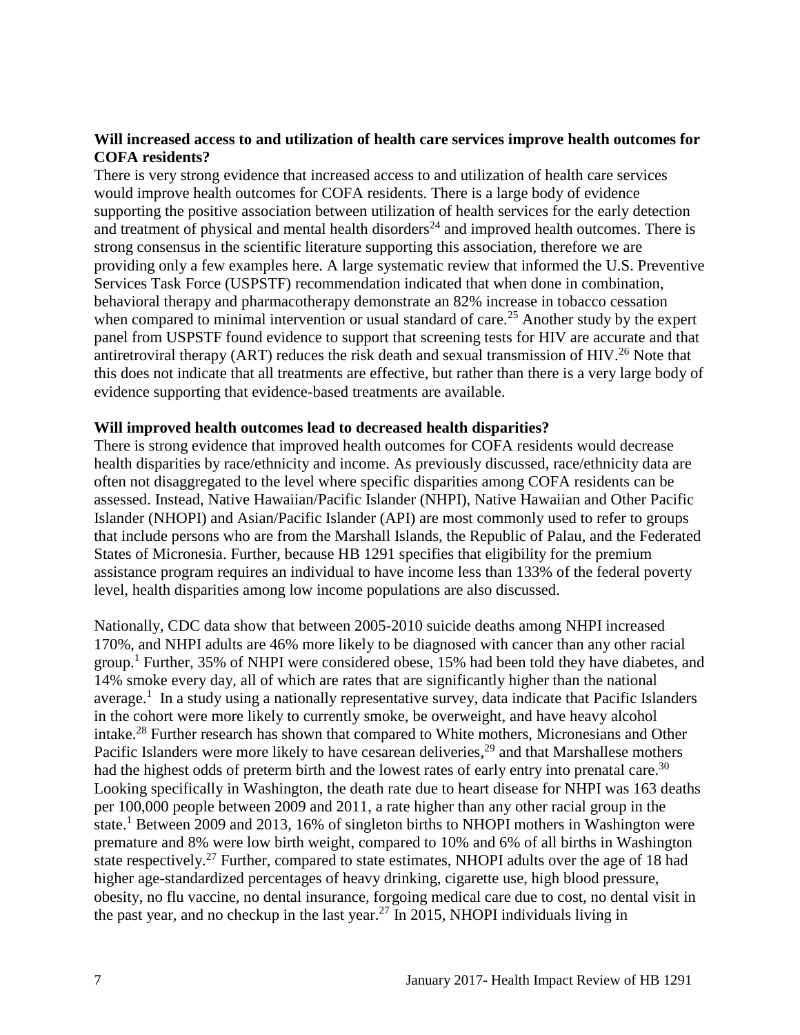**Will increased access to and utilization of health care services improve health outcomes for COFA residents?**

There is very strong evidence that increased access to and utilization of health care services would improve health outcomes for COFA residents. There is a large body of evidence supporting the positive association between utilization of health services for the early detection and treatment of physical and mental health disorders[24] and improved health outcomes. There is strong consensus in the scientific literature supporting this association, therefore we are providing only a few examples here. A large systematic review that informed the U.S. Preventive Services Task Force (USPSTF) recommendation indicated that when done in combination, behavioral therapy and pharmacotherapy demonstrate an 82% increase in tobacco cessation when compared to minimal intervention or usual standard of care.[25] Another study by the expert panel from USPSTF found evidence to support that screening tests for HIV are accurate and that antiretroviral therapy (ART) reduces the risk death and sexual transmission of HIV.[26] Note that this does not indicate that all treatments are effective, but rather than there is a very large body of evidence supporting that evidence-based treatments are available.

**Will improved health outcomes lead to decreased health disparities?**

There is strong evidence that improved health outcomes for COFA residents would decrease health disparities by race/ethnicity and income. As previously discussed, race/ethnicity data are often not disaggregated to the level where specific disparities among COFA residents can be assessed. Instead, Native Hawaiian/Pacific Islander (NHPI), Native Hawaiian and Other Pacific Islander (NHOPI) and Asian/Pacific Islander (API) are most commonly used to refer to groups that include persons who are from the Marshall Islands, the Republic of Palau, and the Federated States of Micronesia. Further, because HB 1291 specifies that eligibility for the premium assistance program requires an individual to have income less than 133% of the federal poverty level, health disparities among low income populations are also discussed.

Nationally, CDC data show that between 2005-2010 suicide deaths among NHPI increased 170%, and NHPI adults are 46% more likely to be diagnosed with cancer than any other racial group.[1] Further, 35% of NHPI were considered obese, 15% had been told they have diabetes, and 14% smoke every day, all of which are rates that are significantly higher than the national average.[1] In a study using a nationally representative survey, data indicate that Pacific Islanders in the cohort were more likely to currently smoke, be overweight, and have heavy alcohol intake.[28] Further research has shown that compared to White mothers, Micronesians and Other Pacific Islanders were more likely to have cesarean deliveries,[29] and that Marshallese mothers had the highest odds of preterm birth and the lowest rates of early entry into prenatal care.[30] Looking specifically in Washington, the death rate due to heart disease for NHPI was 163 deaths per 100,000 people between 2009 and 2011, a rate higher than any other racial group in the state.[1] Between 2009 and 2013, 16% of singleton births to NHOPI mothers in Washington were premature and 8% were low birth weight, compared to 10% and 6% of all births in Washington state respectively.[27] Further, compared to state estimates, NHOPI adults over the age of 18 had higher age-standardized percentages of heavy drinking, cigarette use, high blood pressure, obesity, no flu vaccine, no dental insurance, forgoing medical care due to cost, no dental visit in the past year, and no checkup in the last year.[27] In 2015, NHOPI individuals living in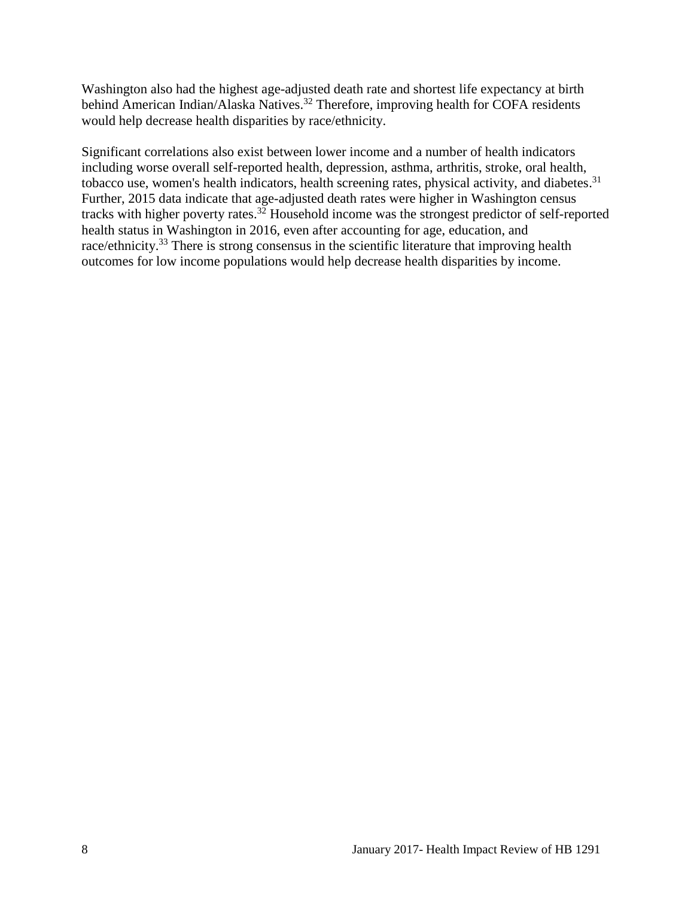Washington also had the highest age-adjusted death rate and shortest life expectancy at birth behind American Indian/Alaska Natives.[32] Therefore, improving health for COFA residents would help decrease health disparities by race/ethnicity.

Significant correlations also exist between lower income and a number of health indicators including worse overall self-reported health, depression, asthma, arthritis, stroke, oral health, tobacco use, women's health indicators, health screening rates, physical activity, and diabetes.[31] Further, 2015 data indicate that age-adjusted death rates were higher in Washington census tracks with higher poverty rates.[32] Household income was the strongest predictor of self-reported health status in Washington in 2016, even after accounting for age, education, and race/ethnicity.[33] There is strong consensus in the scientific literature that improving health outcomes for low income populations would help decrease health disparities by income.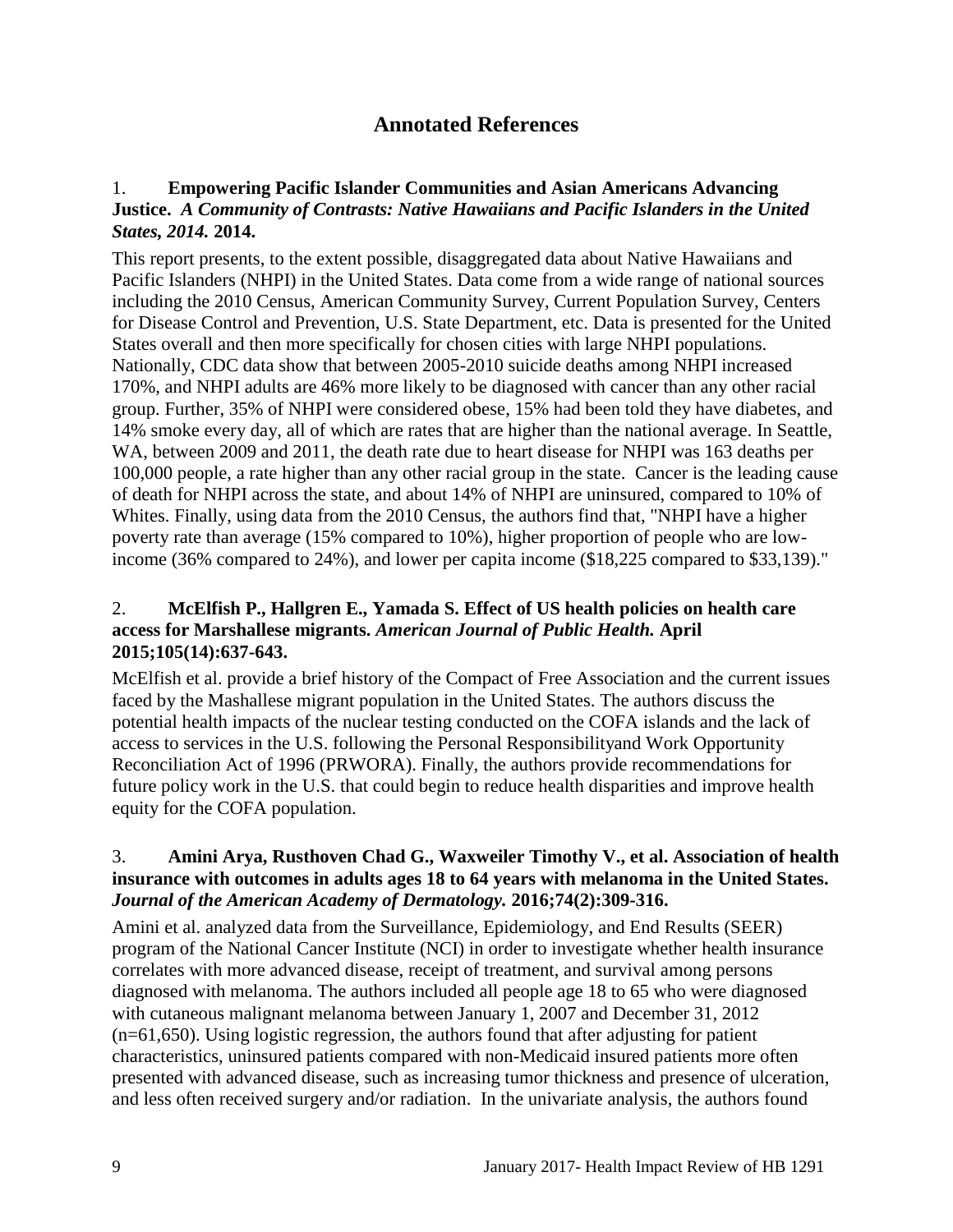## Annotated References

1. **Empowering Pacific Islander Communities and Asian Americans Advancing Justice.** ***A Community of Contrasts: Native Hawaiians and Pacific Islanders in the United States, 2014.*** **2014.**

This report presents, to the extent possible, disaggregated data about Native Hawaiians and Pacific Islanders (NHPI) in the United States. Data come from a wide range of national sources including the 2010 Census, American Community Survey, Current Population Survey, Centers for Disease Control and Prevention, U.S. State Department, etc. Data is presented for the United States overall and then more specifically for chosen cities with large NHPI populations. Nationally, CDC data show that between 2005-2010 suicide deaths among NHPI increased 170%, and NHPI adults are 46% more likely to be diagnosed with cancer than any other racial group. Further, 35% of NHPI were considered obese, 15% had been told they have diabetes, and 14% smoke every day, all of which are rates that are higher than the national average. In Seattle, WA, between 2009 and 2011, the death rate due to heart disease for NHPI was 163 deaths per 100,000 people, a rate higher than any other racial group in the state. Cancer is the leading cause of death for NHPI across the state, and about 14% of NHPI are uninsured, compared to 10% of Whites. Finally, using data from the 2010 Census, the authors find that, "NHPI have a higher poverty rate than average (15% compared to 10%), higher proportion of people who are low-income (36% compared to 24%), and lower per capita income ($18,225 compared to $33,139)."

2. **McElfish P., Hallgren E., Yamada S. Effect of US health policies on health care access for Marshallese migrants.** ***American Journal of Public Health.*** **April 2015;105(14):637-643.**

McElfish et al. provide a brief history of the Compact of Free Association and the current issues faced by the Mashallese migrant population in the United States. The authors discuss the potential health impacts of the nuclear testing conducted on the COFA islands and the lack of access to services in the U.S. following the Personal Responsibilityand Work Opportunity Reconciliation Act of 1996 (PRWORA). Finally, the authors provide recommendations for future policy work in the U.S. that could begin to reduce health disparities and improve health equity for the COFA population.

3. **Amini Arya, Rusthoven Chad G., Waxweiler Timothy V., et al. Association of health insurance with outcomes in adults ages 18 to 64 years with melanoma in the United States.** ***Journal of the American Academy of Dermatology.*** **2016;74(2):309-316.**

Amini et al. analyzed data from the Surveillance, Epidemiology, and End Results (SEER) program of the National Cancer Institute (NCI) in order to investigate whether health insurance correlates with more advanced disease, receipt of treatment, and survival among persons diagnosed with melanoma. The authors included all people age 18 to 65 who were diagnosed with cutaneous malignant melanoma between January 1, 2007 and December 31, 2012 (n=61,650). Using logistic regression, the authors found that after adjusting for patient characteristics, uninsured patients compared with non-Medicaid insured patients more often presented with advanced disease, such as increasing tumor thickness and presence of ulceration, and less often received surgery and/or radiation. In the univariate analysis, the authors found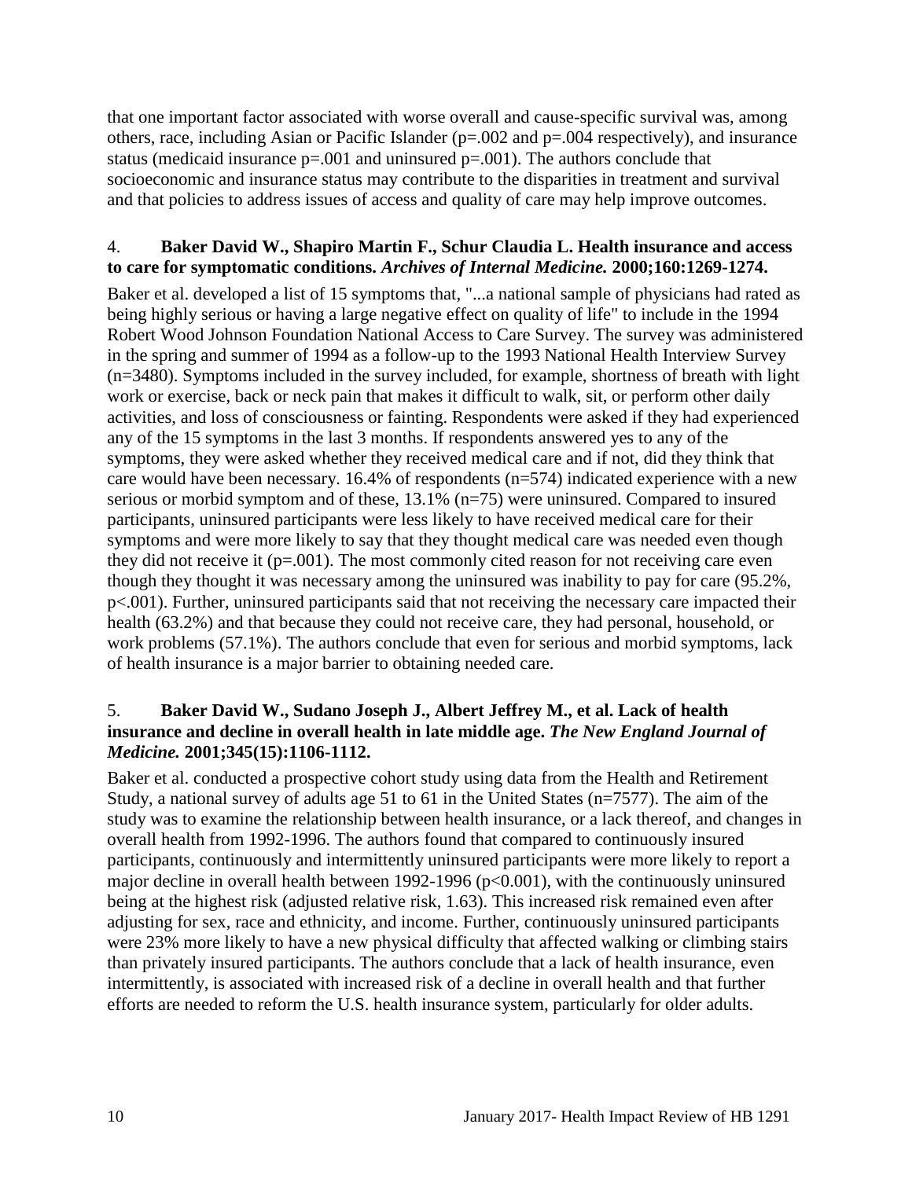that one important factor associated with worse overall and cause-specific survival was, among others, race, including Asian or Pacific Islander (p=.002 and p=.004 respectively), and insurance status (medicaid insurance p=.001 and uninsured p=.001). The authors conclude that socioeconomic and insurance status may contribute to the disparities in treatment and survival and that policies to address issues of access and quality of care may help improve outcomes.

4. **Baker David W., Shapiro Martin F., Schur Claudia L. Health insurance and access to care for symptomatic conditions. *Archives of Internal Medicine.* 2000;160:1269-1274.**

Baker et al. developed a list of 15 symptoms that, "...a national sample of physicians had rated as being highly serious or having a large negative effect on quality of life" to include in the 1994 Robert Wood Johnson Foundation National Access to Care Survey. The survey was administered in the spring and summer of 1994 as a follow-up to the 1993 National Health Interview Survey (n=3480). Symptoms included in the survey included, for example, shortness of breath with light work or exercise, back or neck pain that makes it difficult to walk, sit, or perform other daily activities, and loss of consciousness or fainting. Respondents were asked if they had experienced any of the 15 symptoms in the last 3 months. If respondents answered yes to any of the symptoms, they were asked whether they received medical care and if not, did they think that care would have been necessary. 16.4% of respondents (n=574) indicated experience with a new serious or morbid symptom and of these, 13.1% (n=75) were uninsured. Compared to insured participants, uninsured participants were less likely to have received medical care for their symptoms and were more likely to say that they thought medical care was needed even though they did not receive it (p=.001). The most commonly cited reason for not receiving care even though they thought it was necessary among the uninsured was inability to pay for care (95.2%, p<.001). Further, uninsured participants said that not receiving the necessary care impacted their health (63.2%) and that because they could not receive care, they had personal, household, or work problems (57.1%). The authors conclude that even for serious and morbid symptoms, lack of health insurance is a major barrier to obtaining needed care.

5. **Baker David W., Sudano Joseph J., Albert Jeffrey M., et al. Lack of health insurance and decline in overall health in late middle age. *The New England Journal of Medicine.* 2001;345(15):1106-1112.**

Baker et al. conducted a prospective cohort study using data from the Health and Retirement Study, a national survey of adults age 51 to 61 in the United States (n=7577). The aim of the study was to examine the relationship between health insurance, or a lack thereof, and changes in overall health from 1992-1996. The authors found that compared to continuously insured participants, continuously and intermittently uninsured participants were more likely to report a major decline in overall health between 1992-1996 (p<0.001), with the continuously uninsured being at the highest risk (adjusted relative risk, 1.63). This increased risk remained even after adjusting for sex, race and ethnicity, and income. Further, continuously uninsured participants were 23% more likely to have a new physical difficulty that affected walking or climbing stairs than privately insured participants. The authors conclude that a lack of health insurance, even intermittently, is associated with increased risk of a decline in overall health and that further efforts are needed to reform the U.S. health insurance system, particularly for older adults.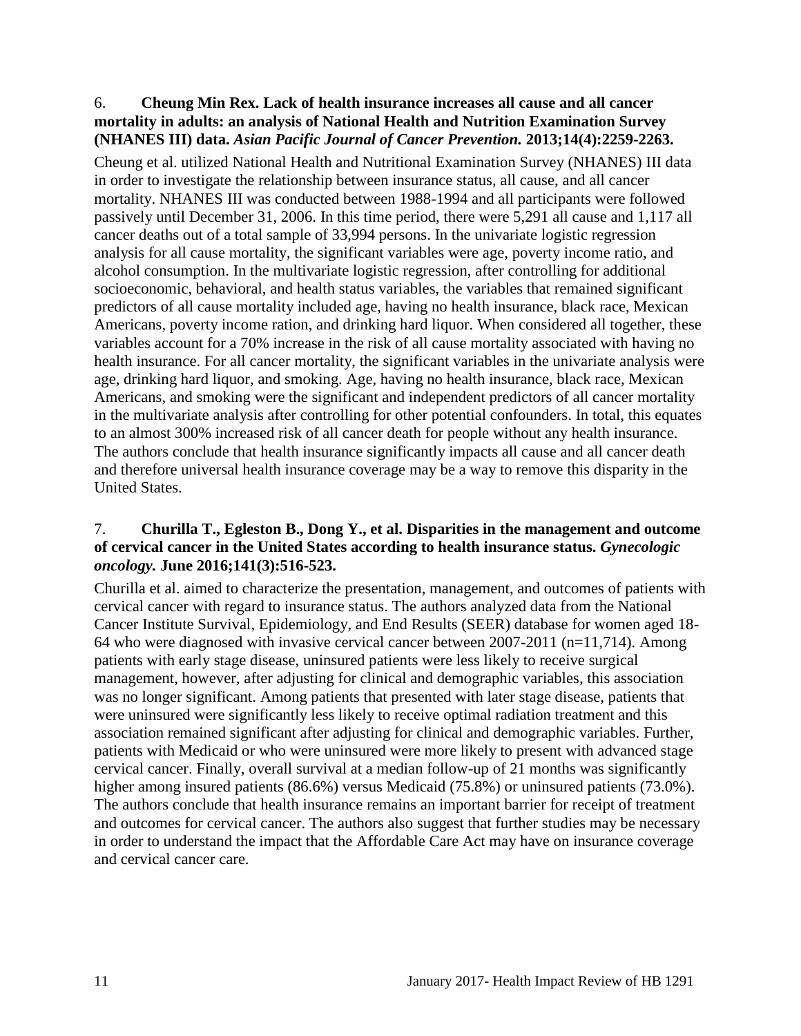6. **Cheung Min Rex. Lack of health insurance increases all cause and all cancer mortality in adults: an analysis of National Health and Nutrition Examination Survey (NHANES III) data.** ***Asian Pacific Journal of Cancer Prevention.*** **2013;14(4):2259-2263.**

Cheung et al. utilized National Health and Nutritional Examination Survey (NHANES) III data in order to investigate the relationship between insurance status, all cause, and all cancer mortality. NHANES III was conducted between 1988-1994 and all participants were followed passively until December 31, 2006. In this time period, there were 5,291 all cause and 1,117 all cancer deaths out of a total sample of 33,994 persons. In the univariate logistic regression analysis for all cause mortality, the significant variables were age, poverty income ratio, and alcohol consumption. In the multivariate logistic regression, after controlling for additional socioeconomic, behavioral, and health status variables, the variables that remained significant predictors of all cause mortality included age, having no health insurance, black race, Mexican Americans, poverty income ration, and drinking hard liquor. When considered all together, these variables account for a 70% increase in the risk of all cause mortality associated with having no health insurance. For all cancer mortality, the significant variables in the univariate analysis were age, drinking hard liquor, and smoking. Age, having no health insurance, black race, Mexican Americans, and smoking were the significant and independent predictors of all cancer mortality in the multivariate analysis after controlling for other potential confounders. In total, this equates to an almost 300% increased risk of all cancer death for people without any health insurance. The authors conclude that health insurance significantly impacts all cause and all cancer death and therefore universal health insurance coverage may be a way to remove this disparity in the United States.

7. **Churilla T., Egleston B., Dong Y., et al. Disparities in the management and outcome of cervical cancer in the United States according to health insurance status.** ***Gynecologic oncology.*** **June 2016;141(3):516-523.**

Churilla et al. aimed to characterize the presentation, management, and outcomes of patients with cervical cancer with regard to insurance status. The authors analyzed data from the National Cancer Institute Survival, Epidemiology, and End Results (SEER) database for women aged 18-64 who were diagnosed with invasive cervical cancer between 2007-2011 (n=11,714). Among patients with early stage disease, uninsured patients were less likely to receive surgical management, however, after adjusting for clinical and demographic variables, this association was no longer significant. Among patients that presented with later stage disease, patients that were uninsured were significantly less likely to receive optimal radiation treatment and this association remained significant after adjusting for clinical and demographic variables. Further, patients with Medicaid or who were uninsured were more likely to present with advanced stage cervical cancer. Finally, overall survival at a median follow-up of 21 months was significantly higher among insured patients (86.6%) versus Medicaid (75.8%) or uninsured patients (73.0%). The authors conclude that health insurance remains an important barrier for receipt of treatment and outcomes for cervical cancer. The authors also suggest that further studies may be necessary in order to understand the impact that the Affordable Care Act may have on insurance coverage and cervical cancer care.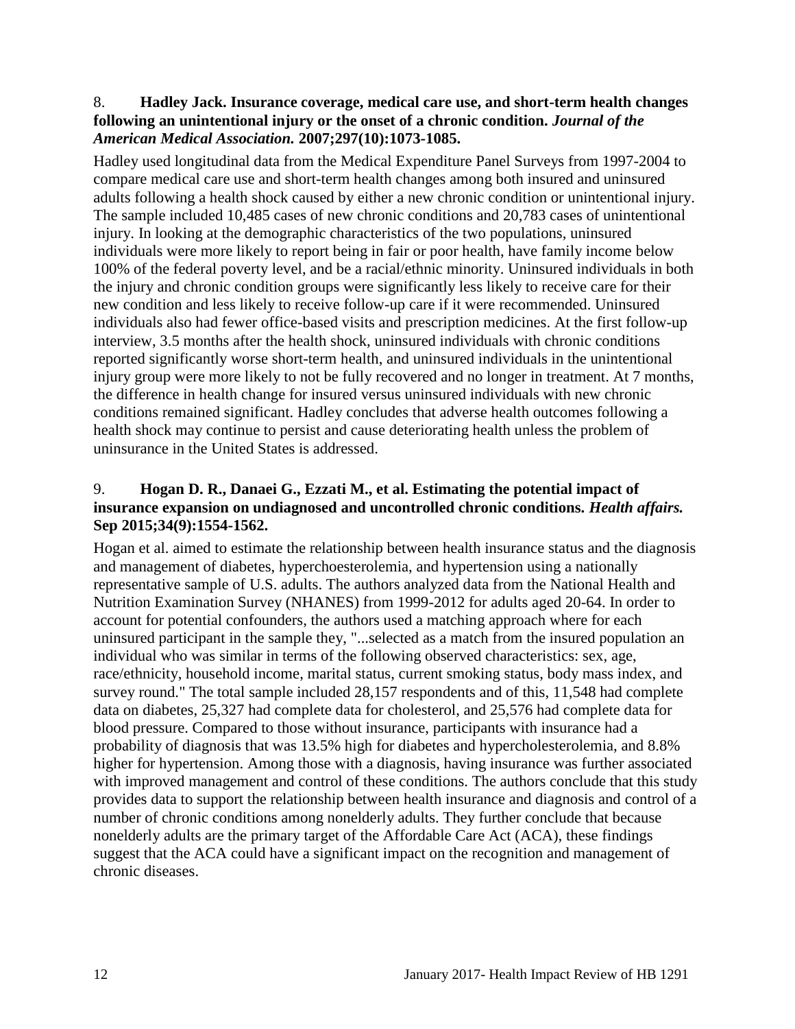8. **Hadley Jack. Insurance coverage, medical care use, and short-term health changes following an unintentional injury or the onset of a chronic condition. *Journal of the American Medical Association.* 2007;297(10):1073-1085.**

Hadley used longitudinal data from the Medical Expenditure Panel Surveys from 1997-2004 to compare medical care use and short-term health changes among both insured and uninsured adults following a health shock caused by either a new chronic condition or unintentional injury. The sample included 10,485 cases of new chronic conditions and 20,783 cases of unintentional injury. In looking at the demographic characteristics of the two populations, uninsured individuals were more likely to report being in fair or poor health, have family income below 100% of the federal poverty level, and be a racial/ethnic minority. Uninsured individuals in both the injury and chronic condition groups were significantly less likely to receive care for their new condition and less likely to receive follow-up care if it were recommended. Uninsured individuals also had fewer office-based visits and prescription medicines. At the first follow-up interview, 3.5 months after the health shock, uninsured individuals with chronic conditions reported significantly worse short-term health, and uninsured individuals in the unintentional injury group were more likely to not be fully recovered and no longer in treatment. At 7 months, the difference in health change for insured versus uninsured individuals with new chronic conditions remained significant. Hadley concludes that adverse health outcomes following a health shock may continue to persist and cause deteriorating health unless the problem of uninsurance in the United States is addressed.

9. **Hogan D. R., Danaei G., Ezzati M., et al. Estimating the potential impact of insurance expansion on undiagnosed and uncontrolled chronic conditions. *Health affairs.* Sep 2015;34(9):1554-1562.**

Hogan et al. aimed to estimate the relationship between health insurance status and the diagnosis and management of diabetes, hyperchoesterolemia, and hypertension using a nationally representative sample of U.S. adults. The authors analyzed data from the National Health and Nutrition Examination Survey (NHANES) from 1999-2012 for adults aged 20-64. In order to account for potential confounders, the authors used a matching approach where for each uninsured participant in the sample they, "...selected as a match from the insured population an individual who was similar in terms of the following observed characteristics: sex, age, race/ethnicity, household income, marital status, current smoking status, body mass index, and survey round." The total sample included 28,157 respondents and of this, 11,548 had complete data on diabetes, 25,327 had complete data for cholesterol, and 25,576 had complete data for blood pressure. Compared to those without insurance, participants with insurance had a probability of diagnosis that was 13.5% high for diabetes and hypercholesterolemia, and 8.8% higher for hypertension. Among those with a diagnosis, having insurance was further associated with improved management and control of these conditions. The authors conclude that this study provides data to support the relationship between health insurance and diagnosis and control of a number of chronic conditions among nonelderly adults. They further conclude that because nonelderly adults are the primary target of the Affordable Care Act (ACA), these findings suggest that the ACA could have a significant impact on the recognition and management of chronic diseases.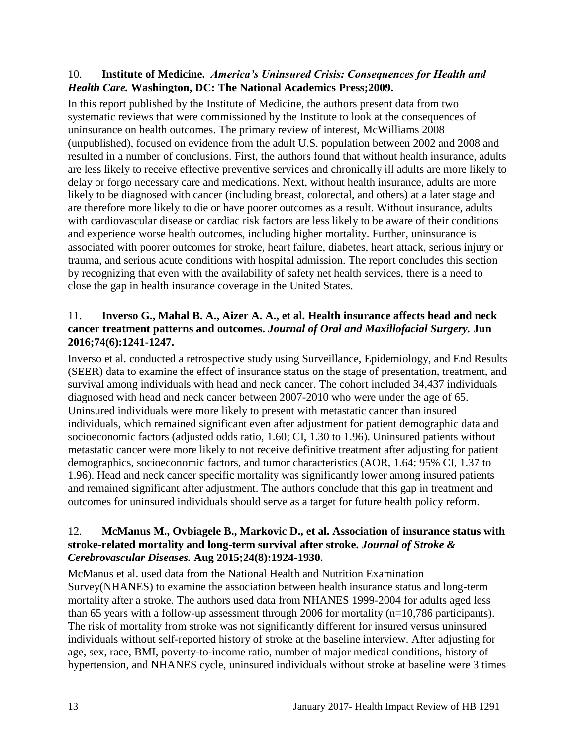10. **Institute of Medicine.** ***America's Uninsured Crisis: Consequences for Health and Health Care.*** **Washington, DC: The National Academics Press;2009.**

In this report published by the Institute of Medicine, the authors present data from two systematic reviews that were commissioned by the Institute to look at the consequences of uninsurance on health outcomes. The primary review of interest, McWilliams 2008 (unpublished), focused on evidence from the adult U.S. population between 2002 and 2008 and resulted in a number of conclusions. First, the authors found that without health insurance, adults are less likely to receive effective preventive services and chronically ill adults are more likely to delay or forgo necessary care and medications. Next, without health insurance, adults are more likely to be diagnosed with cancer (including breast, colorectal, and others) at a later stage and are therefore more likely to die or have poorer outcomes as a result. Without insurance, adults with cardiovascular disease or cardiac risk factors are less likely to be aware of their conditions and experience worse health outcomes, including higher mortality. Further, uninsurance is associated with poorer outcomes for stroke, heart failure, diabetes, heart attack, serious injury or trauma, and serious acute conditions with hospital admission. The report concludes this section by recognizing that even with the availability of safety net health services, there is a need to close the gap in health insurance coverage in the United States.

11. **Inverso G., Mahal B. A., Aizer A. A., et al. Health insurance affects head and neck cancer treatment patterns and outcomes.** ***Journal of Oral and Maxillofacial Surgery.*** **Jun 2016;74(6):1241-1247.**

Inverso et al. conducted a retrospective study using Surveillance, Epidemiology, and End Results (SEER) data to examine the effect of insurance status on the stage of presentation, treatment, and survival among individuals with head and neck cancer. The cohort included 34,437 individuals diagnosed with head and neck cancer between 2007-2010 who were under the age of 65. Uninsured individuals were more likely to present with metastatic cancer than insured individuals, which remained significant even after adjustment for patient demographic data and socioeconomic factors (adjusted odds ratio, 1.60; CI, 1.30 to 1.96). Uninsured patients without metastatic cancer were more likely to not receive definitive treatment after adjusting for patient demographics, socioeconomic factors, and tumor characteristics (AOR, 1.64; 95% CI, 1.37 to 1.96). Head and neck cancer specific mortality was significantly lower among insured patients and remained significant after adjustment. The authors conclude that this gap in treatment and outcomes for uninsured individuals should serve as a target for future health policy reform.

12. **McManus M., Ovbiagele B., Markovic D., et al. Association of insurance status with stroke-related mortality and long-term survival after stroke.** ***Journal of Stroke & Cerebrovascular Diseases.*** **Aug 2015;24(8):1924-1930.**

McManus et al. used data from the National Health and Nutrition Examination Survey(NHANES) to examine the association between health insurance status and long-term mortality after a stroke. The authors used data from NHANES 1999-2004 for adults aged less than 65 years with a follow-up assessment through 2006 for mortality (n=10,786 participants). The risk of mortality from stroke was not significantly different for insured versus uninsured individuals without self-reported history of stroke at the baseline interview. After adjusting for age, sex, race, BMI, poverty-to-income ratio, number of major medical conditions, history of hypertension, and NHANES cycle, uninsured individuals without stroke at baseline were 3 times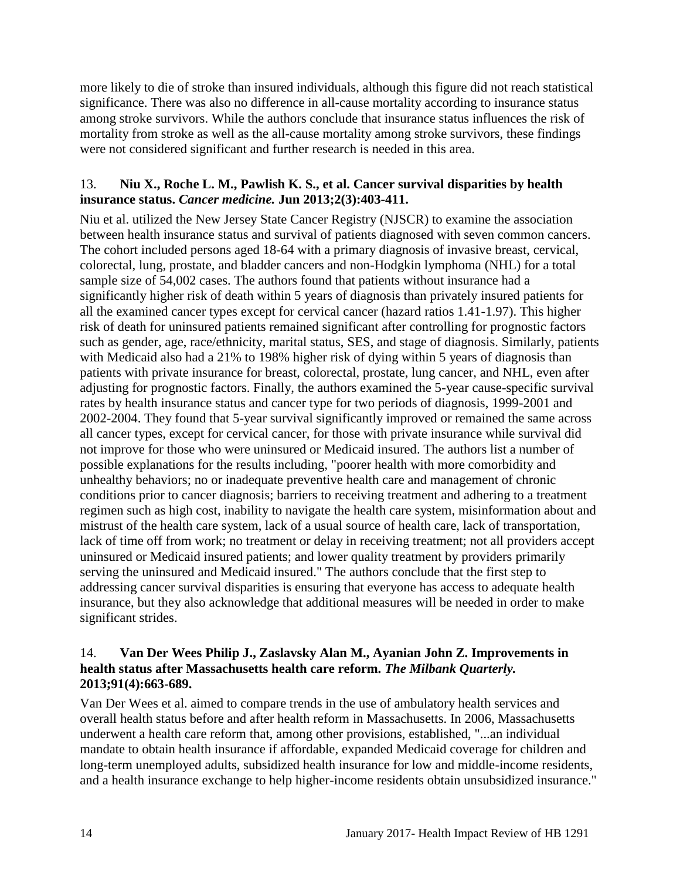more likely to die of stroke than insured individuals, although this figure did not reach statistical significance. There was also no difference in all-cause mortality according to insurance status among stroke survivors. While the authors conclude that insurance status influences the risk of mortality from stroke as well as the all-cause mortality among stroke survivors, these findings were not considered significant and further research is needed in this area.

13. **Niu X., Roche L. M., Pawlish K. S., et al. Cancer survival disparities by health insurance status. *Cancer medicine.* Jun 2013;2(3):403-411.**

Niu et al. utilized the New Jersey State Cancer Registry (NJSCR) to examine the association between health insurance status and survival of patients diagnosed with seven common cancers. The cohort included persons aged 18-64 with a primary diagnosis of invasive breast, cervical, colorectal, lung, prostate, and bladder cancers and non-Hodgkin lymphoma (NHL) for a total sample size of 54,002 cases. The authors found that patients without insurance had a significantly higher risk of death within 5 years of diagnosis than privately insured patients for all the examined cancer types except for cervical cancer (hazard ratios 1.41-1.97). This higher risk of death for uninsured patients remained significant after controlling for prognostic factors such as gender, age, race/ethnicity, marital status, SES, and stage of diagnosis. Similarly, patients with Medicaid also had a 21% to 198% higher risk of dying within 5 years of diagnosis than patients with private insurance for breast, colorectal, prostate, lung cancer, and NHL, even after adjusting for prognostic factors. Finally, the authors examined the 5-year cause-specific survival rates by health insurance status and cancer type for two periods of diagnosis, 1999-2001 and 2002-2004. They found that 5-year survival significantly improved or remained the same across all cancer types, except for cervical cancer, for those with private insurance while survival did not improve for those who were uninsured or Medicaid insured. The authors list a number of possible explanations for the results including, "poorer health with more comorbidity and unhealthy behaviors; no or inadequate preventive health care and management of chronic conditions prior to cancer diagnosis; barriers to receiving treatment and adhering to a treatment regimen such as high cost, inability to navigate the health care system, misinformation about and mistrust of the health care system, lack of a usual source of health care, lack of transportation, lack of time off from work; no treatment or delay in receiving treatment; not all providers accept uninsured or Medicaid insured patients; and lower quality treatment by providers primarily serving the uninsured and Medicaid insured." The authors conclude that the first step to addressing cancer survival disparities is ensuring that everyone has access to adequate health insurance, but they also acknowledge that additional measures will be needed in order to make significant strides.

14. **Van Der Wees Philip J., Zaslavsky Alan M., Ayanian John Z. Improvements in health status after Massachusetts health care reform. *The Milbank Quarterly.* 2013;91(4):663-689.**

Van Der Wees et al. aimed to compare trends in the use of ambulatory health services and overall health status before and after health reform in Massachusetts. In 2006, Massachusetts underwent a health care reform that, among other provisions, established, "...an individual mandate to obtain health insurance if affordable, expanded Medicaid coverage for children and long-term unemployed adults, subsidized health insurance for low and middle-income residents, and a health insurance exchange to help higher-income residents obtain unsubsidized insurance."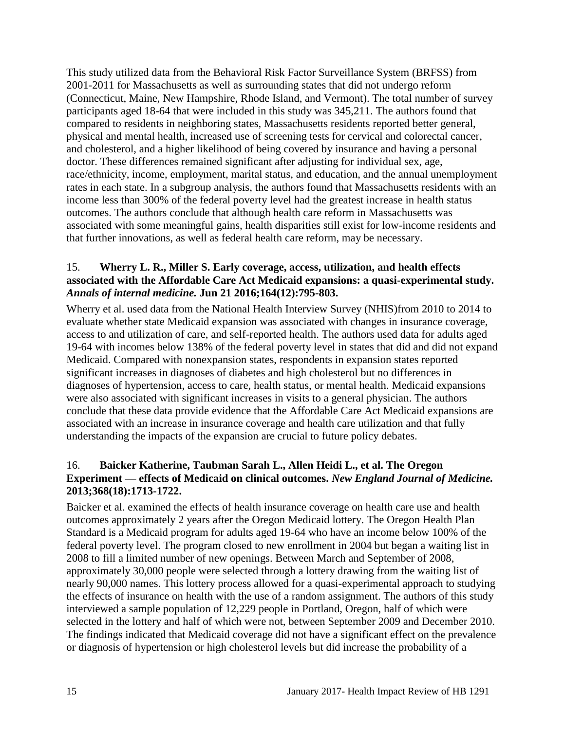This study utilized data from the Behavioral Risk Factor Surveillance System (BRFSS) from 2001-2011 for Massachusetts as well as surrounding states that did not undergo reform (Connecticut, Maine, New Hampshire, Rhode Island, and Vermont). The total number of survey participants aged 18-64 that were included in this study was 345,211. The authors found that compared to residents in neighboring states, Massachusetts residents reported better general, physical and mental health, increased use of screening tests for cervical and colorectal cancer, and cholesterol, and a higher likelihood of being covered by insurance and having a personal doctor. These differences remained significant after adjusting for individual sex, age, race/ethnicity, income, employment, marital status, and education, and the annual unemployment rates in each state. In a subgroup analysis, the authors found that Massachusetts residents with an income less than 300% of the federal poverty level had the greatest increase in health status outcomes. The authors conclude that although health care reform in Massachusetts was associated with some meaningful gains, health disparities still exist for low-income residents and that further innovations, as well as federal health care reform, may be necessary.

15. **Wherry L. R., Miller S. Early coverage, access, utilization, and health effects associated with the Affordable Care Act Medicaid expansions: a quasi-experimental study.** ***Annals of internal medicine.*** **Jun 21 2016;164(12):795-803.**

Wherry et al. used data from the National Health Interview Survey (NHIS)from 2010 to 2014 to evaluate whether state Medicaid expansion was associated with changes in insurance coverage, access to and utilization of care, and self-reported health. The authors used data for adults aged 19-64 with incomes below 138% of the federal poverty level in states that did and did not expand Medicaid. Compared with nonexpansion states, respondents in expansion states reported significant increases in diagnoses of diabetes and high cholesterol but no differences in diagnoses of hypertension, access to care, health status, or mental health. Medicaid expansions were also associated with significant increases in visits to a general physician. The authors conclude that these data provide evidence that the Affordable Care Act Medicaid expansions are associated with an increase in insurance coverage and health care utilization and that fully understanding the impacts of the expansion are crucial to future policy debates.

16. **Baicker Katherine, Taubman Sarah L., Allen Heidi L., et al. The Oregon Experiment — effects of Medicaid on clinical outcomes.** ***New England Journal of Medicine.*** **2013;368(18):1713-1722.**

Baicker et al. examined the effects of health insurance coverage on health care use and health outcomes approximately 2 years after the Oregon Medicaid lottery. The Oregon Health Plan Standard is a Medicaid program for adults aged 19-64 who have an income below 100% of the federal poverty level. The program closed to new enrollment in 2004 but began a waiting list in 2008 to fill a limited number of new openings. Between March and September of 2008, approximately 30,000 people were selected through a lottery drawing from the waiting list of nearly 90,000 names. This lottery process allowed for a quasi-experimental approach to studying the effects of insurance on health with the use of a random assignment. The authors of this study interviewed a sample population of 12,229 people in Portland, Oregon, half of which were selected in the lottery and half of which were not, between September 2009 and December 2010. The findings indicated that Medicaid coverage did not have a significant effect on the prevalence or diagnosis of hypertension or high cholesterol levels but did increase the probability of a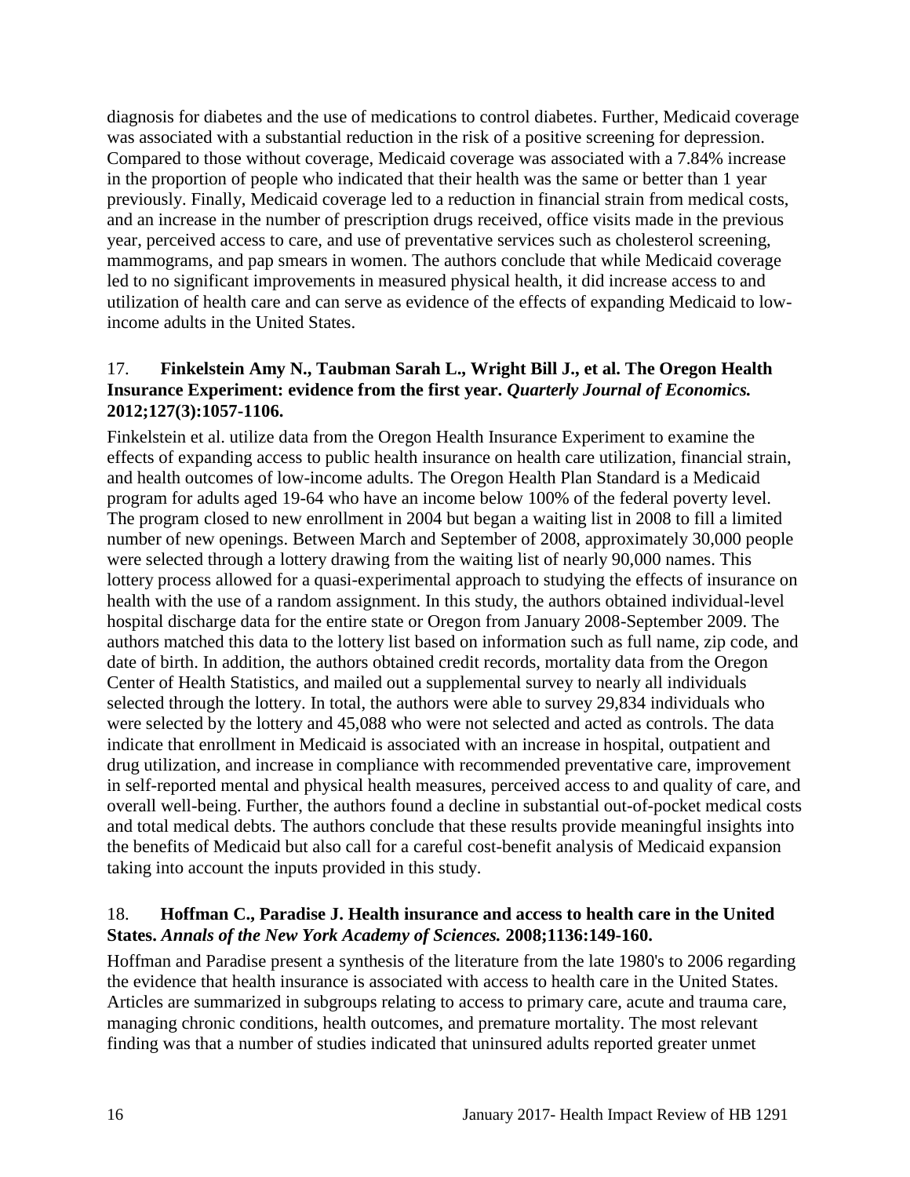diagnosis for diabetes and the use of medications to control diabetes. Further, Medicaid coverage was associated with a substantial reduction in the risk of a positive screening for depression. Compared to those without coverage, Medicaid coverage was associated with a 7.84% increase in the proportion of people who indicated that their health was the same or better than 1 year previously. Finally, Medicaid coverage led to a reduction in financial strain from medical costs, and an increase in the number of prescription drugs received, office visits made in the previous year, perceived access to care, and use of preventative services such as cholesterol screening, mammograms, and pap smears in women. The authors conclude that while Medicaid coverage led to no significant improvements in measured physical health, it did increase access to and utilization of health care and can serve as evidence of the effects of expanding Medicaid to low-income adults in the United States.

17. **Finkelstein Amy N., Taubman Sarah L., Wright Bill J., et al. The Oregon Health Insurance Experiment: evidence from the first year.** ***Quarterly Journal of Economics.*** **2012;127(3):1057-1106.**

Finkelstein et al. utilize data from the Oregon Health Insurance Experiment to examine the effects of expanding access to public health insurance on health care utilization, financial strain, and health outcomes of low-income adults. The Oregon Health Plan Standard is a Medicaid program for adults aged 19-64 who have an income below 100% of the federal poverty level. The program closed to new enrollment in 2004 but began a waiting list in 2008 to fill a limited number of new openings. Between March and September of 2008, approximately 30,000 people were selected through a lottery drawing from the waiting list of nearly 90,000 names. This lottery process allowed for a quasi-experimental approach to studying the effects of insurance on health with the use of a random assignment. In this study, the authors obtained individual-level hospital discharge data for the entire state or Oregon from January 2008-September 2009. The authors matched this data to the lottery list based on information such as full name, zip code, and date of birth. In addition, the authors obtained credit records, mortality data from the Oregon Center of Health Statistics, and mailed out a supplemental survey to nearly all individuals selected through the lottery. In total, the authors were able to survey 29,834 individuals who were selected by the lottery and 45,088 who were not selected and acted as controls. The data indicate that enrollment in Medicaid is associated with an increase in hospital, outpatient and drug utilization, and increase in compliance with recommended preventative care, improvement in self-reported mental and physical health measures, perceived access to and quality of care, and overall well-being. Further, the authors found a decline in substantial out-of-pocket medical costs and total medical debts. The authors conclude that these results provide meaningful insights into the benefits of Medicaid but also call for a careful cost-benefit analysis of Medicaid expansion taking into account the inputs provided in this study.

18. **Hoffman C., Paradise J. Health insurance and access to health care in the United States.** ***Annals of the New York Academy of Sciences.*** **2008;1136:149-160.**

Hoffman and Paradise present a synthesis of the literature from the late 1980's to 2006 regarding the evidence that health insurance is associated with access to health care in the United States. Articles are summarized in subgroups relating to access to primary care, acute and trauma care, managing chronic conditions, health outcomes, and premature mortality. The most relevant finding was that a number of studies indicated that uninsured adults reported greater unmet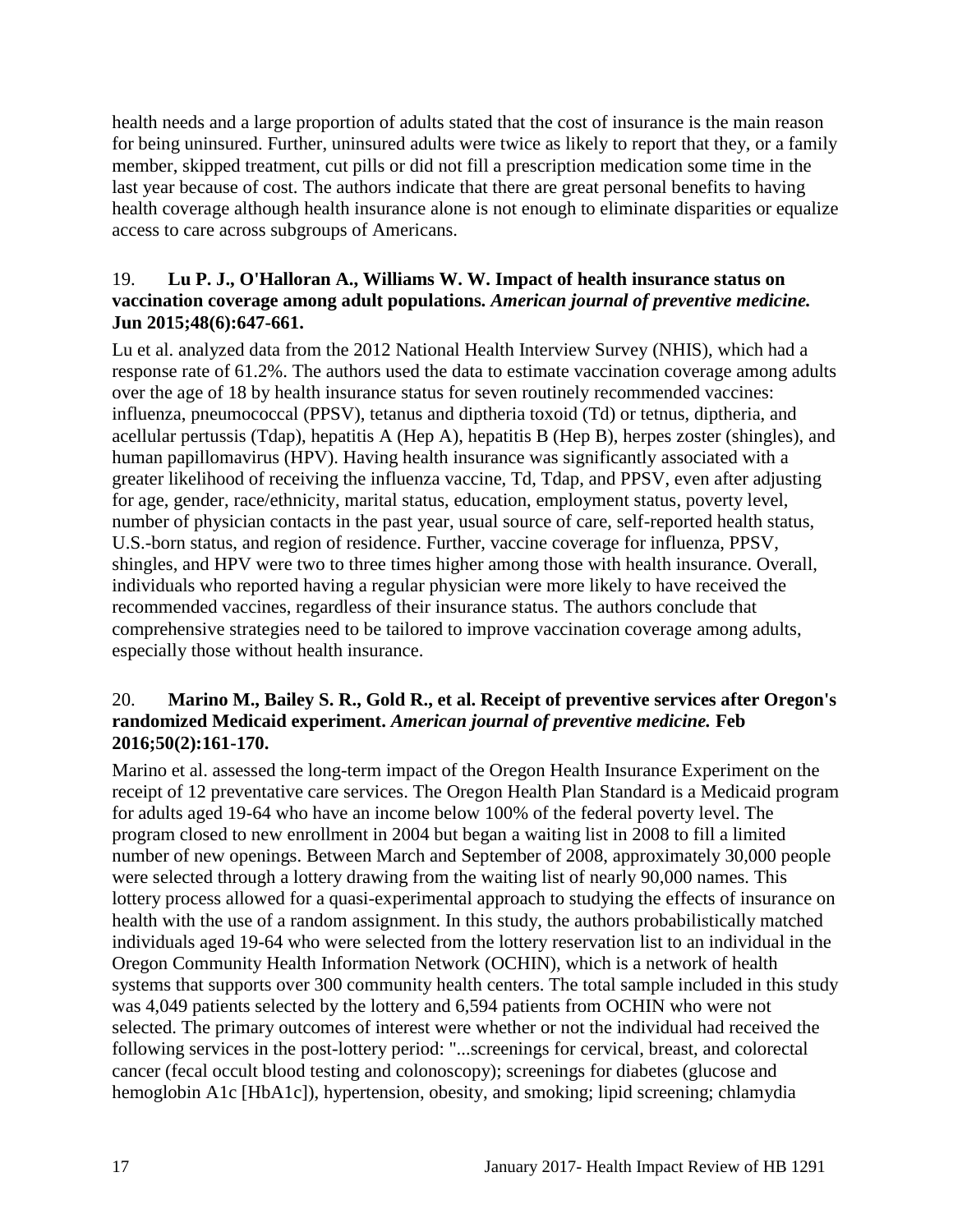health needs and a large proportion of adults stated that the cost of insurance is the main reason for being uninsured. Further, uninsured adults were twice as likely to report that they, or a family member, skipped treatment, cut pills or did not fill a prescription medication some time in the last year because of cost. The authors indicate that there are great personal benefits to having health coverage although health insurance alone is not enough to eliminate disparities or equalize access to care across subgroups of Americans.

19. **Lu P. J., O'Halloran A., Williams W. W. Impact of health insurance status on vaccination coverage among adult populations.** ***American journal of preventive medicine.*** **Jun 2015;48(6):647-661.**

Lu et al. analyzed data from the 2012 National Health Interview Survey (NHIS), which had a response rate of 61.2%. The authors used the data to estimate vaccination coverage among adults over the age of 18 by health insurance status for seven routinely recommended vaccines: influenza, pneumococcal (PPSV), tetanus and diptheria toxoid (Td) or tetnus, diptheria, and acellular pertussis (Tdap), hepatitis A (Hep A), hepatitis B (Hep B), herpes zoster (shingles), and human papillomavirus (HPV). Having health insurance was significantly associated with a greater likelihood of receiving the influenza vaccine, Td, Tdap, and PPSV, even after adjusting for age, gender, race/ethnicity, marital status, education, employment status, poverty level, number of physician contacts in the past year, usual source of care, self-reported health status, U.S.-born status, and region of residence. Further, vaccine coverage for influenza, PPSV, shingles, and HPV were two to three times higher among those with health insurance. Overall, individuals who reported having a regular physician were more likely to have received the recommended vaccines, regardless of their insurance status. The authors conclude that comprehensive strategies need to be tailored to improve vaccination coverage among adults, especially those without health insurance.

20. **Marino M., Bailey S. R., Gold R., et al. Receipt of preventive services after Oregon's randomized Medicaid experiment.** ***American journal of preventive medicine.*** **Feb 2016;50(2):161-170.**

Marino et al. assessed the long-term impact of the Oregon Health Insurance Experiment on the receipt of 12 preventative care services. The Oregon Health Plan Standard is a Medicaid program for adults aged 19-64 who have an income below 100% of the federal poverty level. The program closed to new enrollment in 2004 but began a waiting list in 2008 to fill a limited number of new openings. Between March and September of 2008, approximately 30,000 people were selected through a lottery drawing from the waiting list of nearly 90,000 names. This lottery process allowed for a quasi-experimental approach to studying the effects of insurance on health with the use of a random assignment. In this study, the authors probabilistically matched individuals aged 19-64 who were selected from the lottery reservation list to an individual in the Oregon Community Health Information Network (OCHIN), which is a network of health systems that supports over 300 community health centers. The total sample included in this study was 4,049 patients selected by the lottery and 6,594 patients from OCHIN who were not selected. The primary outcomes of interest were whether or not the individual had received the following services in the post-lottery period: "...screenings for cervical, breast, and colorectal cancer (fecal occult blood testing and colonoscopy); screenings for diabetes (glucose and hemoglobin A1c [HbA1c]), hypertension, obesity, and smoking; lipid screening; chlamydia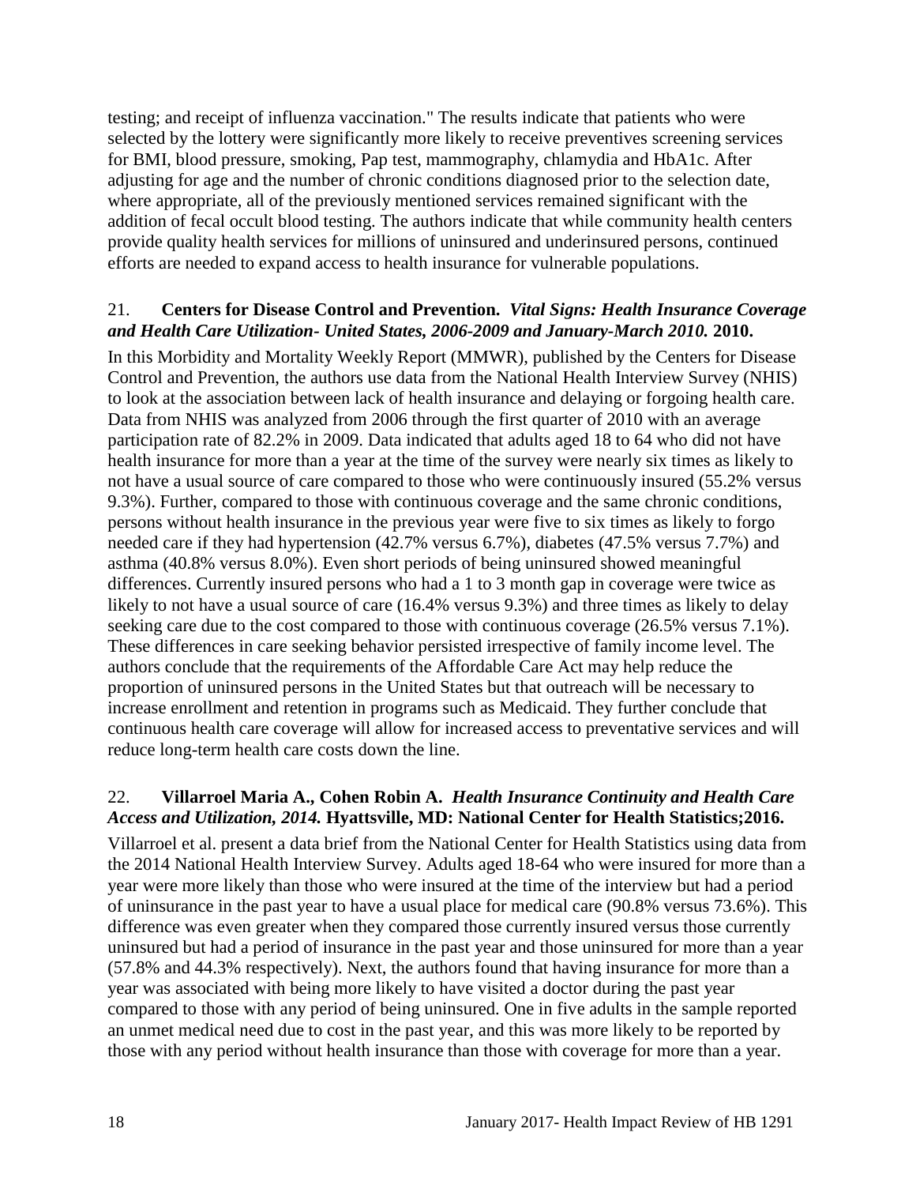testing; and receipt of influenza vaccination." The results indicate that patients who were selected by the lottery were significantly more likely to receive preventives screening services for BMI, blood pressure, smoking, Pap test, mammography, chlamydia and HbA1c. After adjusting for age and the number of chronic conditions diagnosed prior to the selection date, where appropriate, all of the previously mentioned services remained significant with the addition of fecal occult blood testing. The authors indicate that while community health centers provide quality health services for millions of uninsured and underinsured persons, continued efforts are needed to expand access to health insurance for vulnerable populations.

21. **Centers for Disease Control and Prevention.** ***Vital Signs: Health Insurance Coverage and Health Care Utilization- United States, 2006-2009 and January-March 2010.*** **2010.**

In this Morbidity and Mortality Weekly Report (MMWR), published by the Centers for Disease Control and Prevention, the authors use data from the National Health Interview Survey (NHIS) to look at the association between lack of health insurance and delaying or forgoing health care. Data from NHIS was analyzed from 2006 through the first quarter of 2010 with an average participation rate of 82.2% in 2009. Data indicated that adults aged 18 to 64 who did not have health insurance for more than a year at the time of the survey were nearly six times as likely to not have a usual source of care compared to those who were continuously insured (55.2% versus 9.3%). Further, compared to those with continuous coverage and the same chronic conditions, persons without health insurance in the previous year were five to six times as likely to forgo needed care if they had hypertension (42.7% versus 6.7%), diabetes (47.5% versus 7.7%) and asthma (40.8% versus 8.0%). Even short periods of being uninsured showed meaningful differences. Currently insured persons who had a 1 to 3 month gap in coverage were twice as likely to not have a usual source of care (16.4% versus 9.3%) and three times as likely to delay seeking care due to the cost compared to those with continuous coverage (26.5% versus 7.1%). These differences in care seeking behavior persisted irrespective of family income level. The authors conclude that the requirements of the Affordable Care Act may help reduce the proportion of uninsured persons in the United States but that outreach will be necessary to increase enrollment and retention in programs such as Medicaid. They further conclude that continuous health care coverage will allow for increased access to preventative services and will reduce long-term health care costs down the line.

22. **Villarroel Maria A., Cohen Robin A.** ***Health Insurance Continuity and Health Care Access and Utilization, 2014.*** **Hyattsville, MD: National Center for Health Statistics;2016.**

Villarroel et al. present a data brief from the National Center for Health Statistics using data from the 2014 National Health Interview Survey. Adults aged 18-64 who were insured for more than a year were more likely than those who were insured at the time of the interview but had a period of uninsurance in the past year to have a usual place for medical care (90.8% versus 73.6%). This difference was even greater when they compared those currently insured versus those currently uninsured but had a period of insurance in the past year and those uninsured for more than a year (57.8% and 44.3% respectively). Next, the authors found that having insurance for more than a year was associated with being more likely to have visited a doctor during the past year compared to those with any period of being uninsured. One in five adults in the sample reported an unmet medical need due to cost in the past year, and this was more likely to be reported by those with any period without health insurance than those with coverage for more than a year.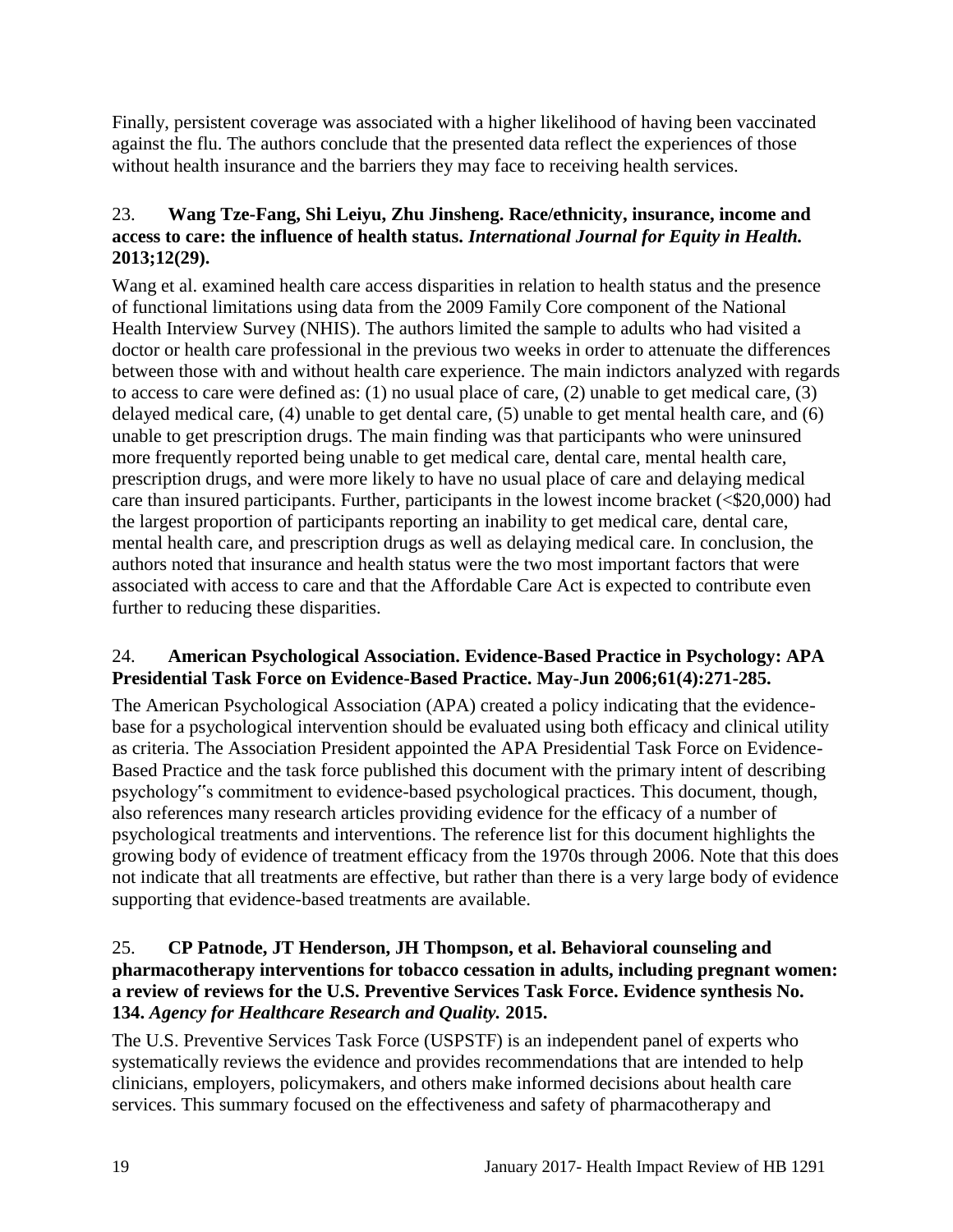Finally, persistent coverage was associated with a higher likelihood of having been vaccinated against the flu. The authors conclude that the presented data reflect the experiences of those without health insurance and the barriers they may face to receiving health services.

23. **Wang Tze-Fang, Shi Leiyu, Zhu Jinsheng. Race/ethnicity, insurance, income and access to care: the influence of health status.** ***International Journal for Equity in Health.*** **2013;12(29).**

Wang et al. examined health care access disparities in relation to health status and the presence of functional limitations using data from the 2009 Family Core component of the National Health Interview Survey (NHIS). The authors limited the sample to adults who had visited a doctor or health care professional in the previous two weeks in order to attenuate the differences between those with and without health care experience. The main indictors analyzed with regards to access to care were defined as: (1) no usual place of care, (2) unable to get medical care, (3) delayed medical care, (4) unable to get dental care, (5) unable to get mental health care, and (6) unable to get prescription drugs. The main finding was that participants who were uninsured more frequently reported being unable to get medical care, dental care, mental health care, prescription drugs, and were more likely to have no usual place of care and delaying medical care than insured participants. Further, participants in the lowest income bracket (<$20,000) had the largest proportion of participants reporting an inability to get medical care, dental care, mental health care, and prescription drugs as well as delaying medical care. In conclusion, the authors noted that insurance and health status were the two most important factors that were associated with access to care and that the Affordable Care Act is expected to contribute even further to reducing these disparities.

24. **American Psychological Association. Evidence-Based Practice in Psychology: APA Presidential Task Force on Evidence-Based Practice. May-Jun 2006;61(4):271-285.**

The American Psychological Association (APA) created a policy indicating that the evidence-base for a psychological intervention should be evaluated using both efficacy and clinical utility as criteria. The Association President appointed the APA Presidential Task Force on Evidence-Based Practice and the task force published this document with the primary intent of describing psychology"s commitment to evidence-based psychological practices. This document, though, also references many research articles providing evidence for the efficacy of a number of psychological treatments and interventions. The reference list for this document highlights the growing body of evidence of treatment efficacy from the 1970s through 2006. Note that this does not indicate that all treatments are effective, but rather than there is a very large body of evidence supporting that evidence-based treatments are available.

25. **CP Patnode, JT Henderson, JH Thompson, et al. Behavioral counseling and pharmacotherapy interventions for tobacco cessation in adults, including pregnant women: a review of reviews for the U.S. Preventive Services Task Force. Evidence synthesis No. 134.** ***Agency for Healthcare Research and Quality.*** **2015.**

The U.S. Preventive Services Task Force (USPSTF) is an independent panel of experts who systematically reviews the evidence and provides recommendations that are intended to help clinicians, employers, policymakers, and others make informed decisions about health care services. This summary focused on the effectiveness and safety of pharmacotherapy and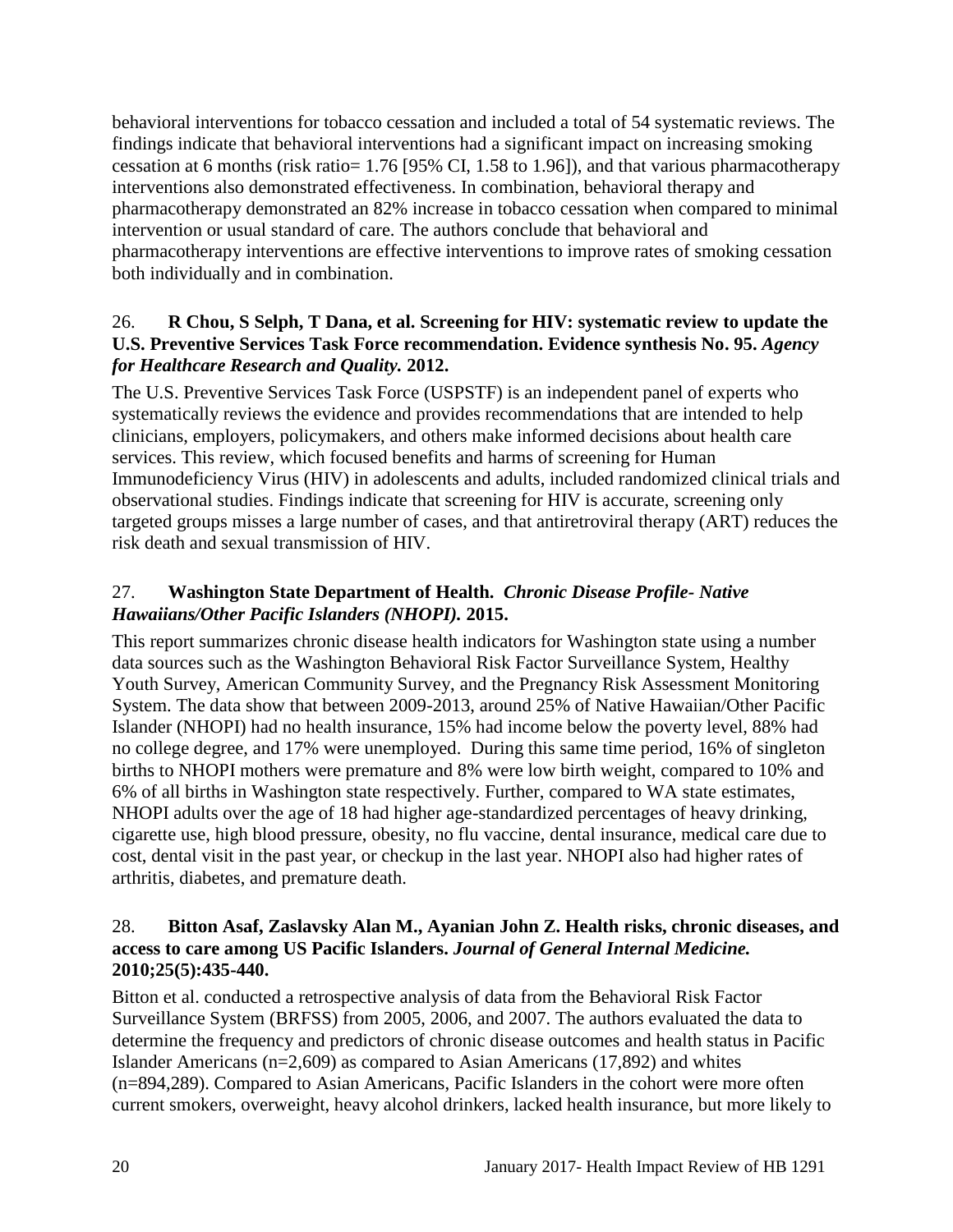behavioral interventions for tobacco cessation and included a total of 54 systematic reviews. The findings indicate that behavioral interventions had a significant impact on increasing smoking cessation at 6 months (risk ratio= 1.76 [95% CI, 1.58 to 1.96]), and that various pharmacotherapy interventions also demonstrated effectiveness. In combination, behavioral therapy and pharmacotherapy demonstrated an 82% increase in tobacco cessation when compared to minimal intervention or usual standard of care. The authors conclude that behavioral and pharmacotherapy interventions are effective interventions to improve rates of smoking cessation both individually and in combination.

26. **R Chou, S Selph, T Dana, et al. Screening for HIV: systematic review to update the U.S. Preventive Services Task Force recommendation. Evidence synthesis No. 95.** ***Agency for Healthcare Research and Quality.*** **2012.**

The U.S. Preventive Services Task Force (USPSTF) is an independent panel of experts who systematically reviews the evidence and provides recommendations that are intended to help clinicians, employers, policymakers, and others make informed decisions about health care services. This review, which focused benefits and harms of screening for Human Immunodeficiency Virus (HIV) in adolescents and adults, included randomized clinical trials and observational studies. Findings indicate that screening for HIV is accurate, screening only targeted groups misses a large number of cases, and that antiretroviral therapy (ART) reduces the risk death and sexual transmission of HIV.

27. **Washington State Department of Health.** ***Chronic Disease Profile- Native Hawaiians/Other Pacific Islanders (NHOPI).*** **2015.**

This report summarizes chronic disease health indicators for Washington state using a number data sources such as the Washington Behavioral Risk Factor Surveillance System, Healthy Youth Survey, American Community Survey, and the Pregnancy Risk Assessment Monitoring System. The data show that between 2009-2013, around 25% of Native Hawaiian/Other Pacific Islander (NHOPI) had no health insurance, 15% had income below the poverty level, 88% had no college degree, and 17% were unemployed. During this same time period, 16% of singleton births to NHOPI mothers were premature and 8% were low birth weight, compared to 10% and 6% of all births in Washington state respectively. Further, compared to WA state estimates, NHOPI adults over the age of 18 had higher age-standardized percentages of heavy drinking, cigarette use, high blood pressure, obesity, no flu vaccine, dental insurance, medical care due to cost, dental visit in the past year, or checkup in the last year. NHOPI also had higher rates of arthritis, diabetes, and premature death.

28. **Bitton Asaf, Zaslavsky Alan M., Ayanian John Z. Health risks, chronic diseases, and access to care among US Pacific Islanders.** ***Journal of General Internal Medicine.*** **2010;25(5):435-440.**

Bitton et al. conducted a retrospective analysis of data from the Behavioral Risk Factor Surveillance System (BRFSS) from 2005, 2006, and 2007. The authors evaluated the data to determine the frequency and predictors of chronic disease outcomes and health status in Pacific Islander Americans (n=2,609) as compared to Asian Americans (17,892) and whites (n=894,289). Compared to Asian Americans, Pacific Islanders in the cohort were more often current smokers, overweight, heavy alcohol drinkers, lacked health insurance, but more likely to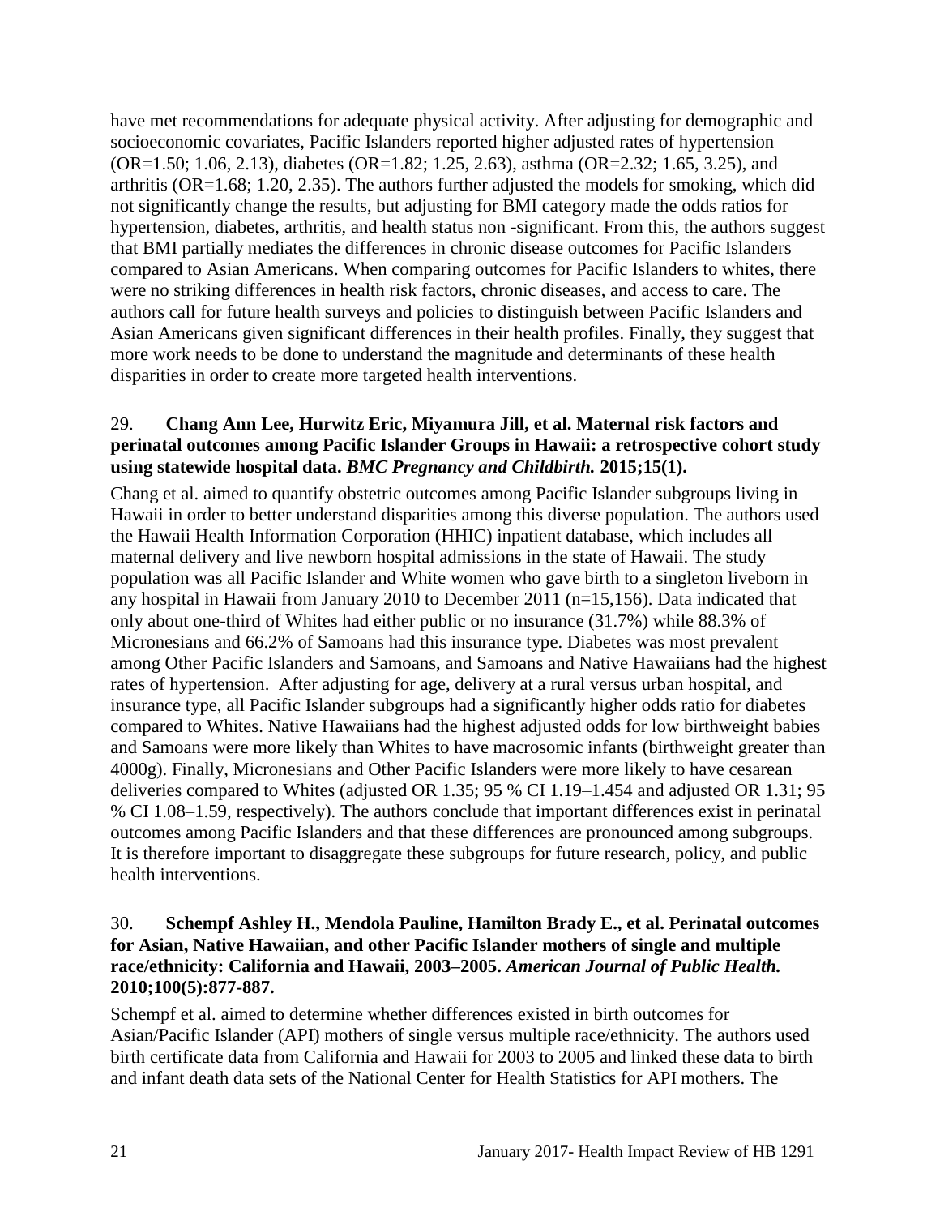have met recommendations for adequate physical activity. After adjusting for demographic and socioeconomic covariates, Pacific Islanders reported higher adjusted rates of hypertension (OR=1.50; 1.06, 2.13), diabetes (OR=1.82; 1.25, 2.63), asthma (OR=2.32; 1.65, 3.25), and arthritis (OR=1.68; 1.20, 2.35). The authors further adjusted the models for smoking, which did not significantly change the results, but adjusting for BMI category made the odds ratios for hypertension, diabetes, arthritis, and health status non -significant. From this, the authors suggest that BMI partially mediates the differences in chronic disease outcomes for Pacific Islanders compared to Asian Americans. When comparing outcomes for Pacific Islanders to whites, there were no striking differences in health risk factors, chronic diseases, and access to care. The authors call for future health surveys and policies to distinguish between Pacific Islanders and Asian Americans given significant differences in their health profiles. Finally, they suggest that more work needs to be done to understand the magnitude and determinants of these health disparities in order to create more targeted health interventions.

29. **Chang Ann Lee, Hurwitz Eric, Miyamura Jill, et al. Maternal risk factors and perinatal outcomes among Pacific Islander Groups in Hawaii: a retrospective cohort study using statewide hospital data.** ***BMC Pregnancy and Childbirth.*** **2015;15(1).**

Chang et al. aimed to quantify obstetric outcomes among Pacific Islander subgroups living in Hawaii in order to better understand disparities among this diverse population. The authors used the Hawaii Health Information Corporation (HHIC) inpatient database, which includes all maternal delivery and live newborn hospital admissions in the state of Hawaii. The study population was all Pacific Islander and White women who gave birth to a singleton liveborn in any hospital in Hawaii from January 2010 to December 2011 (n=15,156). Data indicated that only about one-third of Whites had either public or no insurance (31.7%) while 88.3% of Micronesians and 66.2% of Samoans had this insurance type. Diabetes was most prevalent among Other Pacific Islanders and Samoans, and Samoans and Native Hawaiians had the highest rates of hypertension. After adjusting for age, delivery at a rural versus urban hospital, and insurance type, all Pacific Islander subgroups had a significantly higher odds ratio for diabetes compared to Whites. Native Hawaiians had the highest adjusted odds for low birthweight babies and Samoans were more likely than Whites to have macrosomic infants (birthweight greater than 4000g). Finally, Micronesians and Other Pacific Islanders were more likely to have cesarean deliveries compared to Whites (adjusted OR 1.35; 95 % CI 1.19–1.454 and adjusted OR 1.31; 95 % CI 1.08–1.59, respectively). The authors conclude that important differences exist in perinatal outcomes among Pacific Islanders and that these differences are pronounced among subgroups. It is therefore important to disaggregate these subgroups for future research, policy, and public health interventions.

30. **Schempf Ashley H., Mendola Pauline, Hamilton Brady E., et al. Perinatal outcomes for Asian, Native Hawaiian, and other Pacific Islander mothers of single and multiple race/ethnicity: California and Hawaii, 2003–2005.** ***American Journal of Public Health.*** **2010;100(5):877-887.**

Schempf et al. aimed to determine whether differences existed in birth outcomes for Asian/Pacific Islander (API) mothers of single versus multiple race/ethnicity. The authors used birth certificate data from California and Hawaii for 2003 to 2005 and linked these data to birth and infant death data sets of the National Center for Health Statistics for API mothers. The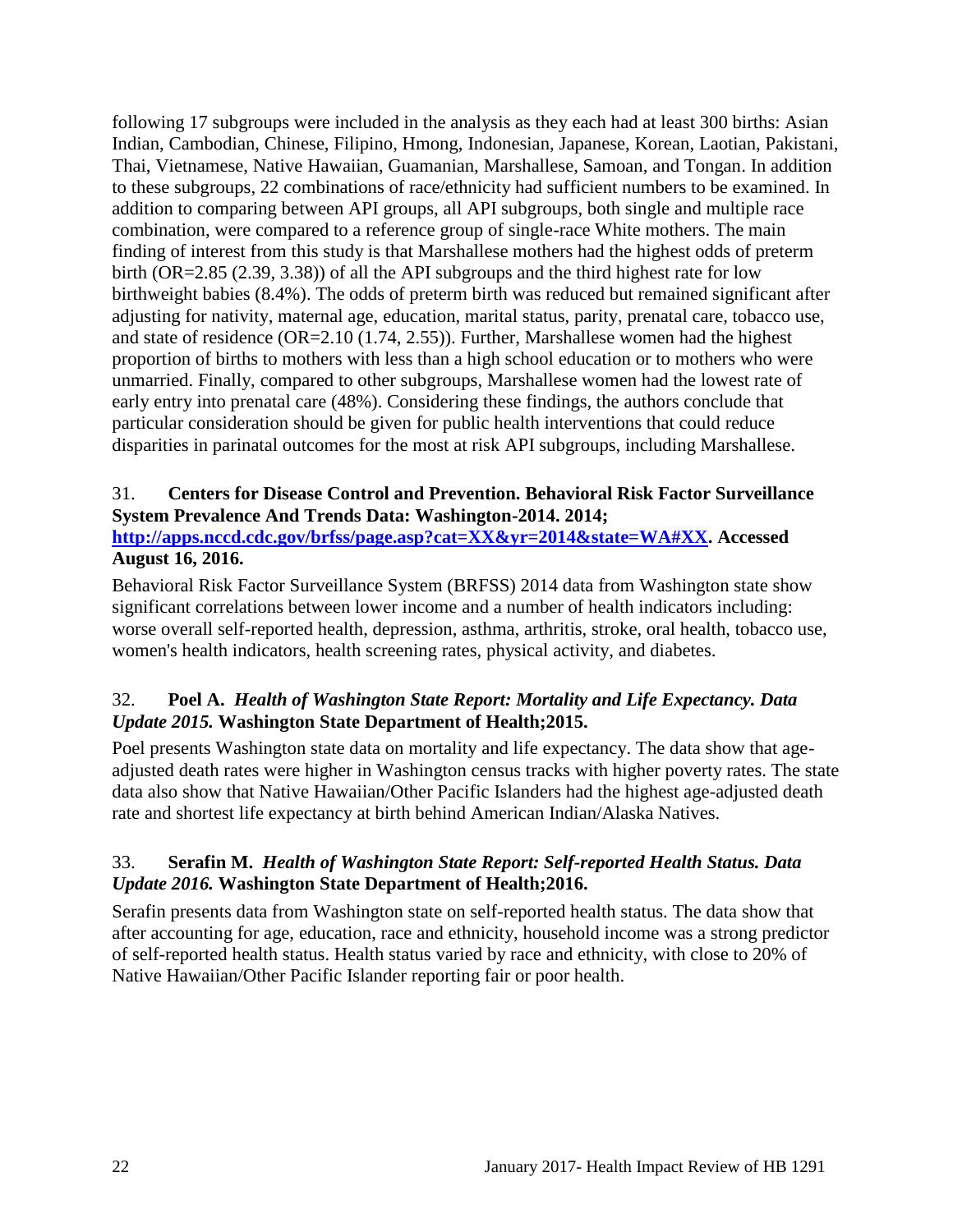following 17 subgroups were included in the analysis as they each had at least 300 births: Asian Indian, Cambodian, Chinese, Filipino, Hmong, Indonesian, Japanese, Korean, Laotian, Pakistani, Thai, Vietnamese, Native Hawaiian, Guamanian, Marshallese, Samoan, and Tongan. In addition to these subgroups, 22 combinations of race/ethnicity had sufficient numbers to be examined. In addition to comparing between API groups, all API subgroups, both single and multiple race combination, were compared to a reference group of single-race White mothers. The main finding of interest from this study is that Marshallese mothers had the highest odds of preterm birth (OR=2.85 (2.39, 3.38)) of all the API subgroups and the third highest rate for low birthweight babies (8.4%). The odds of preterm birth was reduced but remained significant after adjusting for nativity, maternal age, education, marital status, parity, prenatal care, tobacco use, and state of residence (OR=2.10 (1.74, 2.55)). Further, Marshallese women had the highest proportion of births to mothers with less than a high school education or to mothers who were unmarried. Finally, compared to other subgroups, Marshallese women had the lowest rate of early entry into prenatal care (48%). Considering these findings, the authors conclude that particular consideration should be given for public health interventions that could reduce disparities in parinatal outcomes for the most at risk API subgroups, including Marshallese.

31. **Centers for Disease Control and Prevention. Behavioral Risk Factor Surveillance System Prevalence And Trends Data: Washington-2014. 2014; [http://apps.nccd.cdc.gov/brfss/page.asp?cat=XX&yr=2014&state=WA#XX](http://apps.nccd.cdc.gov/brfss/page.asp?cat=XX&yr=2014&state=WA#XX). Accessed August 16, 2016.**

Behavioral Risk Factor Surveillance System (BRFSS) 2014 data from Washington state show significant correlations between lower income and a number of health indicators including: worse overall self-reported health, depression, asthma, arthritis, stroke, oral health, tobacco use, women's health indicators, health screening rates, physical activity, and diabetes.

32. **Poel A.** ***Health of Washington State Report: Mortality and Life Expectancy. Data Update 2015.*** **Washington State Department of Health;2015.**

Poel presents Washington state data on mortality and life expectancy. The data show that age-adjusted death rates were higher in Washington census tracks with higher poverty rates. The state data also show that Native Hawaiian/Other Pacific Islanders had the highest age-adjusted death rate and shortest life expectancy at birth behind American Indian/Alaska Natives.

33. **Serafin M.** ***Health of Washington State Report: Self-reported Health Status. Data Update 2016.*** **Washington State Department of Health;2016.**

Serafin presents data from Washington state on self-reported health status. The data show that after accounting for age, education, race and ethnicity, household income was a strong predictor of self-reported health status. Health status varied by race and ethnicity, with close to 20% of Native Hawaiian/Other Pacific Islander reporting fair or poor health.